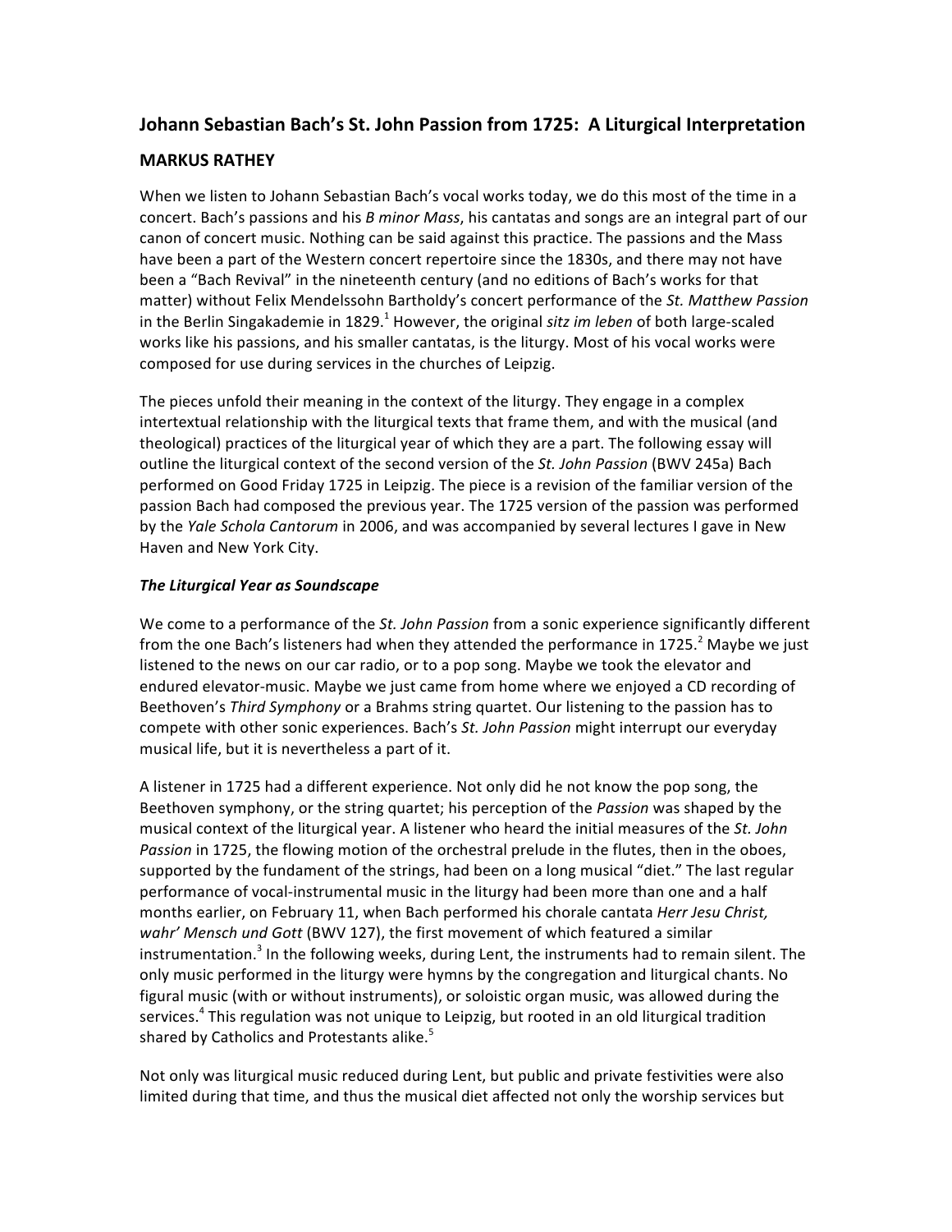# Johann Sebastian Bach's St. John Passion from 1725: A Liturgical Interpretation

## MARKUS RATHEY

When we listen to Johann Sebastian Bach's vocal works today, we do this most of the time in a concert. Bach's passions and his *B minor Mass*, his cantatas and songs are an integral part of our canon of concert music. Nothing can be said against this practice. The passions and the Mass have been a part of the Western concert repertoire since the 1830s, and there may not have been a "Bach Revival" in the nineteenth century (and no editions of Bach's works for that matter) without Felix Mendelssohn Bartholdy's concert performance of the *St. Matthew Passion* in the Berlin Singakademie in 1829.[1] However, the original *sitz im leben* of both large-scaled works like his passions, and his smaller cantatas, is the liturgy. Most of his vocal works were composed for use during services in the churches of Leipzig.

The pieces unfold their meaning in the context of the liturgy. They engage in a complex intertextual relationship with the liturgical texts that frame them, and with the musical (and theological) practices of the liturgical year of which they are a part. The following essay will outline the liturgical context of the second version of the *St. John Passion* (BWV 245a) Bach performed on Good Friday 1725 in Leipzig. The piece is a revision of the familiar version of the passion Bach had composed the previous year. The 1725 version of the passion was performed by the *Yale Schola Cantorum* in 2006, and was accompanied by several lectures I gave in New Haven and New York City.

### *The Liturgical Year as Soundscape*

We come to a performance of the *St. John Passion* from a sonic experience significantly different from the one Bach's listeners had when they attended the performance in 1725.[2] Maybe we just listened to the news on our car radio, or to a pop song. Maybe we took the elevator and endured elevator-music. Maybe we just came from home where we enjoyed a CD recording of Beethoven's *Third Symphony* or a Brahms string quartet. Our listening to the passion has to compete with other sonic experiences. Bach's *St. John Passion* might interrupt our everyday musical life, but it is nevertheless a part of it.

A listener in 1725 had a different experience. Not only did he not know the pop song, the Beethoven symphony, or the string quartet; his perception of the *Passion* was shaped by the musical context of the liturgical year. A listener who heard the initial measures of the *St. John Passion* in 1725, the flowing motion of the orchestral prelude in the flutes, then in the oboes, supported by the fundament of the strings, had been on a long musical "diet." The last regular performance of vocal-instrumental music in the liturgy had been more than one and a half months earlier, on February 11, when Bach performed his chorale cantata *Herr Jesu Christ, wahr' Mensch und Gott* (BWV 127), the first movement of which featured a similar instrumentation.[3] In the following weeks, during Lent, the instruments had to remain silent. The only music performed in the liturgy were hymns by the congregation and liturgical chants. No figural music (with or without instruments), or soloistic organ music, was allowed during the services.[4] This regulation was not unique to Leipzig, but rooted in an old liturgical tradition shared by Catholics and Protestants alike.[5]

Not only was liturgical music reduced during Lent, but public and private festivities were also limited during that time, and thus the musical diet affected not only the worship services but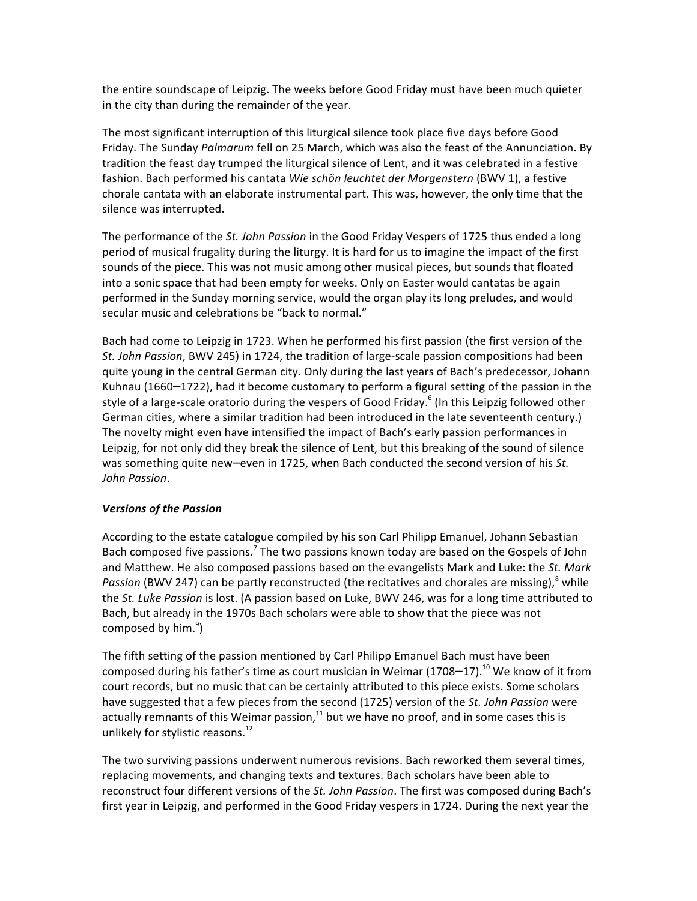the entire soundscape of Leipzig. The weeks before Good Friday must have been much quieter in the city than during the remainder of the year.

The most significant interruption of this liturgical silence took place five days before Good Friday. The Sunday *Palmarum* fell on 25 March, which was also the feast of the Annunciation. By tradition the feast day trumped the liturgical silence of Lent, and it was celebrated in a festive fashion. Bach performed his cantata *Wie schön leuchtet der Morgenstern* (BWV 1), a festive chorale cantata with an elaborate instrumental part. This was, however, the only time that the silence was interrupted.

The performance of the *St. John Passion* in the Good Friday Vespers of 1725 thus ended a long period of musical frugality during the liturgy. It is hard for us to imagine the impact of the first sounds of the piece. This was not music among other musical pieces, but sounds that floated into a sonic space that had been empty for weeks. Only on Easter would cantatas be again performed in the Sunday morning service, would the organ play its long preludes, and would secular music and celebrations be "back to normal."

Bach had come to Leipzig in 1723. When he performed his first passion (the first version of the *St. John Passion*, BWV 245) in 1724, the tradition of large-scale passion compositions had been quite young in the central German city. Only during the last years of Bach's predecessor, Johann Kuhnau (1660–1722), had it become customary to perform a figural setting of the passion in the style of a large-scale oratorio during the vespers of Good Friday.[6] (In this Leipzig followed other German cities, where a similar tradition had been introduced in the late seventeenth century.) The novelty might even have intensified the impact of Bach's early passion performances in Leipzig, for not only did they break the silence of Lent, but this breaking of the sound of silence was something quite new–even in 1725, when Bach conducted the second version of his *St. John Passion*.

### *Versions of the Passion*

According to the estate catalogue compiled by his son Carl Philipp Emanuel, Johann Sebastian Bach composed five passions.[7] The two passions known today are based on the Gospels of John and Matthew. He also composed passions based on the evangelists Mark and Luke: the *St. Mark Passion* (BWV 247) can be partly reconstructed (the recitatives and chorales are missing),[8] while the *St. Luke Passion* is lost. (A passion based on Luke, BWV 246, was for a long time attributed to Bach, but already in the 1970s Bach scholars were able to show that the piece was not composed by him.[9])

The fifth setting of the passion mentioned by Carl Philipp Emanuel Bach must have been composed during his father's time as court musician in Weimar (1708–17).[10] We know of it from court records, but no music that can be certainly attributed to this piece exists. Some scholars have suggested that a few pieces from the second (1725) version of the *St. John Passion* were actually remnants of this Weimar passion,[11] but we have no proof, and in some cases this is unlikely for stylistic reasons.[12]

The two surviving passions underwent numerous revisions. Bach reworked them several times, replacing movements, and changing texts and textures. Bach scholars have been able to reconstruct four different versions of the *St. John Passion*. The first was composed during Bach's first year in Leipzig, and performed in the Good Friday vespers in 1724. During the next year the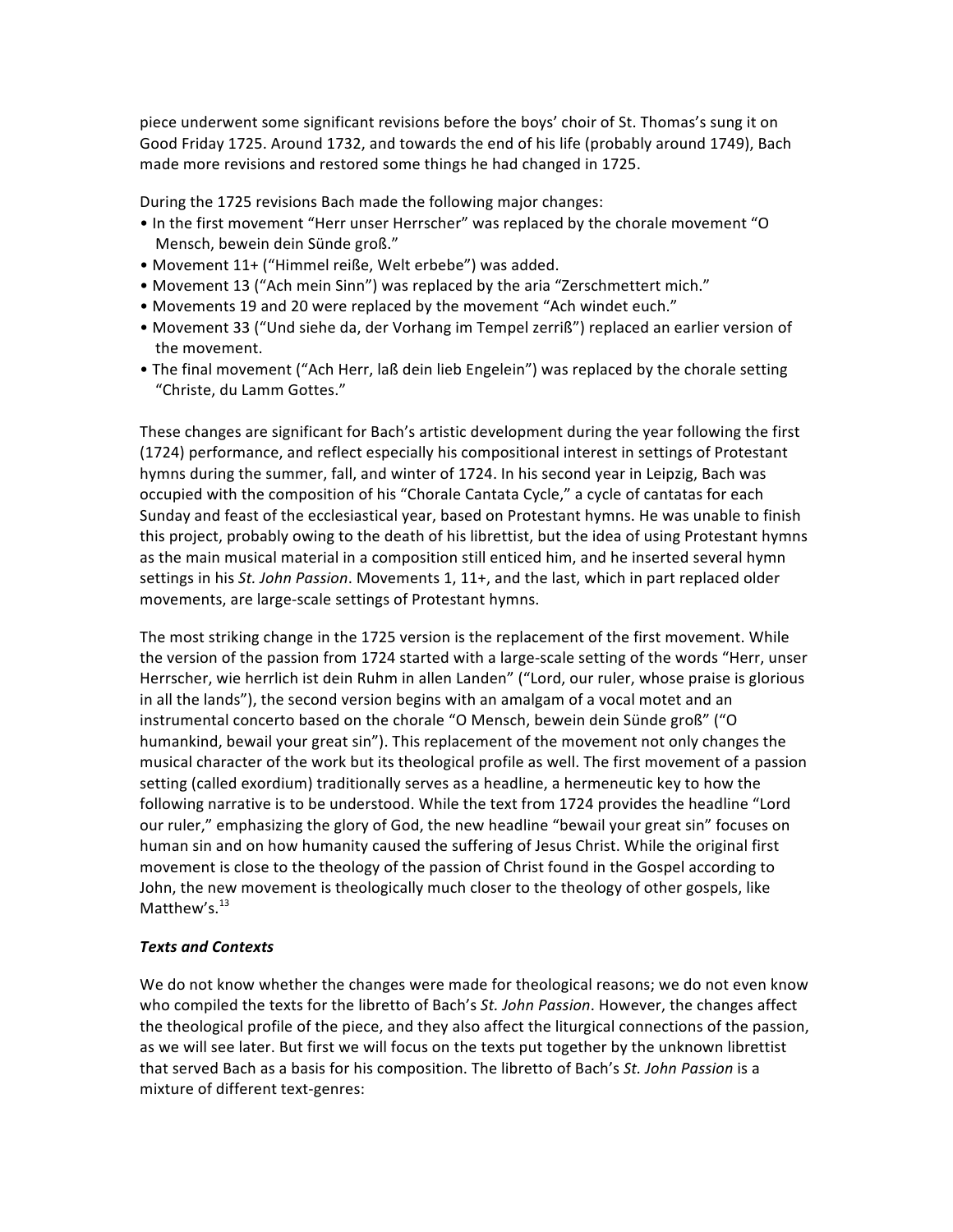piece underwent some significant revisions before the boys' choir of St. Thomas's sung it on Good Friday 1725. Around 1732, and towards the end of his life (probably around 1749), Bach made more revisions and restored some things he had changed in 1725.

During the 1725 revisions Bach made the following major changes:

- In the first movement "Herr unser Herrscher" was replaced by the chorale movement "O Mensch, bewein dein Sünde groß."
- Movement 11+ ("Himmel reiße, Welt erbebe") was added.
- Movement 13 ("Ach mein Sinn") was replaced by the aria "Zerschmettert mich."
- Movements 19 and 20 were replaced by the movement "Ach windet euch."
- Movement 33 ("Und siehe da, der Vorhang im Tempel zerriß") replaced an earlier version of the movement.
- The final movement ("Ach Herr, laß dein lieb Engelein") was replaced by the chorale setting "Christe, du Lamm Gottes."

These changes are significant for Bach's artistic development during the year following the first (1724) performance, and reflect especially his compositional interest in settings of Protestant hymns during the summer, fall, and winter of 1724. In his second year in Leipzig, Bach was occupied with the composition of his "Chorale Cantata Cycle," a cycle of cantatas for each Sunday and feast of the ecclesiastical year, based on Protestant hymns. He was unable to finish this project, probably owing to the death of his librettist, but the idea of using Protestant hymns as the main musical material in a composition still enticed him, and he inserted several hymn settings in his *St. John Passion*. Movements 1, 11+, and the last, which in part replaced older movements, are large-scale settings of Protestant hymns.

The most striking change in the 1725 version is the replacement of the first movement. While the version of the passion from 1724 started with a large-scale setting of the words "Herr, unser Herrscher, wie herrlich ist dein Ruhm in allen Landen" ("Lord, our ruler, whose praise is glorious in all the lands"), the second version begins with an amalgam of a vocal motet and an instrumental concerto based on the chorale "O Mensch, bewein dein Sünde groß" ("O humankind, bewail your great sin"). This replacement of the movement not only changes the musical character of the work but its theological profile as well. The first movement of a passion setting (called exordium) traditionally serves as a headline, a hermeneutic key to how the following narrative is to be understood. While the text from 1724 provides the headline "Lord our ruler," emphasizing the glory of God, the new headline "bewail your great sin" focuses on human sin and on how humanity caused the suffering of Jesus Christ. While the original first movement is close to the theology of the passion of Christ found in the Gospel according to John, the new movement is theologically much closer to the theology of other gospels, like Matthew's.[13]

### *Texts and Contexts*

We do not know whether the changes were made for theological reasons; we do not even know who compiled the texts for the libretto of Bach's *St. John Passion*. However, the changes affect the theological profile of the piece, and they also affect the liturgical connections of the passion, as we will see later. But first we will focus on the texts put together by the unknown librettist that served Bach as a basis for his composition. The libretto of Bach's *St. John Passion* is a mixture of different text-genres: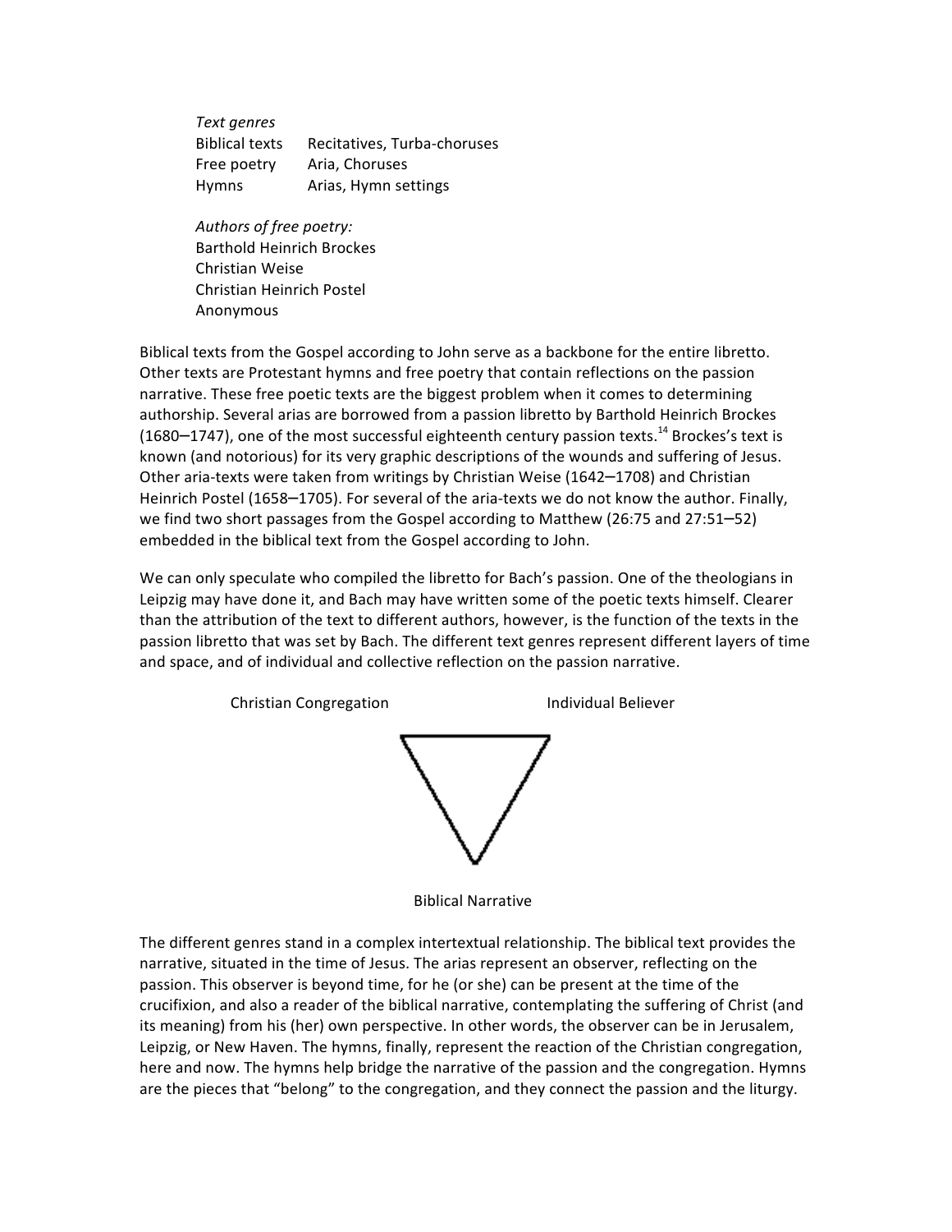*Text genres*

| | |
|---|---|
| Biblical texts | Recitatives, Turba-choruses |
| Free poetry | Aria, Choruses |
| Hymns | Arias, Hymn settings |

*Authors of free poetry:*
Barthold Heinrich Brockes
Christian Weise
Christian Heinrich Postel
Anonymous

Biblical texts from the Gospel according to John serve as a backbone for the entire libretto. Other texts are Protestant hymns and free poetry that contain reflections on the passion narrative. These free poetic texts are the biggest problem when it comes to determining authorship. Several arias are borrowed from a passion libretto by Barthold Heinrich Brockes (1680–1747), one of the most successful eighteenth century passion texts.[14] Brockes's text is known (and notorious) for its very graphic descriptions of the wounds and suffering of Jesus. Other aria-texts were taken from writings by Christian Weise (1642–1708) and Christian Heinrich Postel (1658–1705). For several of the aria-texts we do not know the author. Finally, we find two short passages from the Gospel according to Matthew (26:75 and 27:51–52) embedded in the biblical text from the Gospel according to John.

We can only speculate who compiled the libretto for Bach's passion. One of the theologians in Leipzig may have done it, and Bach may have written some of the poetic texts himself. Clearer than the attribution of the text to different authors, however, is the function of the texts in the passion libretto that was set by Bach. The different text genres represent different layers of time and space, and of individual and collective reflection on the passion narrative.

Christian Congregation — Individual Believer

Biblical Narrative

The different genres stand in a complex intertextual relationship. The biblical text provides the narrative, situated in the time of Jesus. The arias represent an observer, reflecting on the passion. This observer is beyond time, for he (or she) can be present at the time of the crucifixion, and also a reader of the biblical narrative, contemplating the suffering of Christ (and its meaning) from his (her) own perspective. In other words, the observer can be in Jerusalem, Leipzig, or New Haven. The hymns, finally, represent the reaction of the Christian congregation, here and now. The hymns help bridge the narrative of the passion and the congregation. Hymns are the pieces that "belong" to the congregation, and they connect the passion and the liturgy.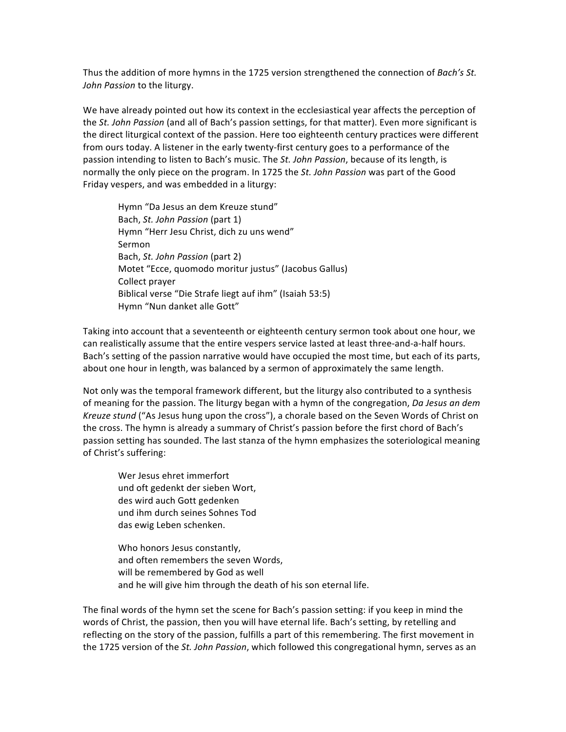Thus the addition of more hymns in the 1725 version strengthened the connection of *Bach's St. John Passion* to the liturgy.

We have already pointed out how its context in the ecclesiastical year affects the perception of the *St. John Passion* (and all of Bach's passion settings, for that matter). Even more significant is the direct liturgical context of the passion. Here too eighteenth century practices were different from ours today. A listener in the early twenty-first century goes to a performance of the passion intending to listen to Bach's music. The *St. John Passion*, because of its length, is normally the only piece on the program. In 1725 the *St. John Passion* was part of the Good Friday vespers, and was embedded in a liturgy:

> Hymn "Da Jesus an dem Kreuze stund"
> Bach, *St. John Passion* (part 1)
> Hymn "Herr Jesu Christ, dich zu uns wend"
> Sermon
> Bach, *St. John Passion* (part 2)
> Motet "Ecce, quomodo moritur justus" (Jacobus Gallus)
> Collect prayer
> Biblical verse "Die Strafe liegt auf ihm" (Isaiah 53:5)
> Hymn "Nun danket alle Gott"

Taking into account that a seventeenth or eighteenth century sermon took about one hour, we can realistically assume that the entire vespers service lasted at least three-and-a-half hours. Bach's setting of the passion narrative would have occupied the most time, but each of its parts, about one hour in length, was balanced by a sermon of approximately the same length.

Not only was the temporal framework different, but the liturgy also contributed to a synthesis of meaning for the passion. The liturgy began with a hymn of the congregation, *Da Jesus an dem Kreuze stund* ("As Jesus hung upon the cross"), a chorale based on the Seven Words of Christ on the cross. The hymn is already a summary of Christ's passion before the first chord of Bach's passion setting has sounded. The last stanza of the hymn emphasizes the soteriological meaning of Christ's suffering:

> Wer Jesus ehret immerfort
> und oft gedenkt der sieben Wort,
> des wird auch Gott gedenken
> und ihm durch seines Sohnes Tod
> das ewig Leben schenken.
>
> Who honors Jesus constantly,
> and often remembers the seven Words,
> will be remembered by God as well
> and he will give him through the death of his son eternal life.

The final words of the hymn set the scene for Bach's passion setting: if you keep in mind the words of Christ, the passion, then you will have eternal life. Bach's setting, by retelling and reflecting on the story of the passion, fulfills a part of this remembering. The first movement in the 1725 version of the *St. John Passion*, which followed this congregational hymn, serves as an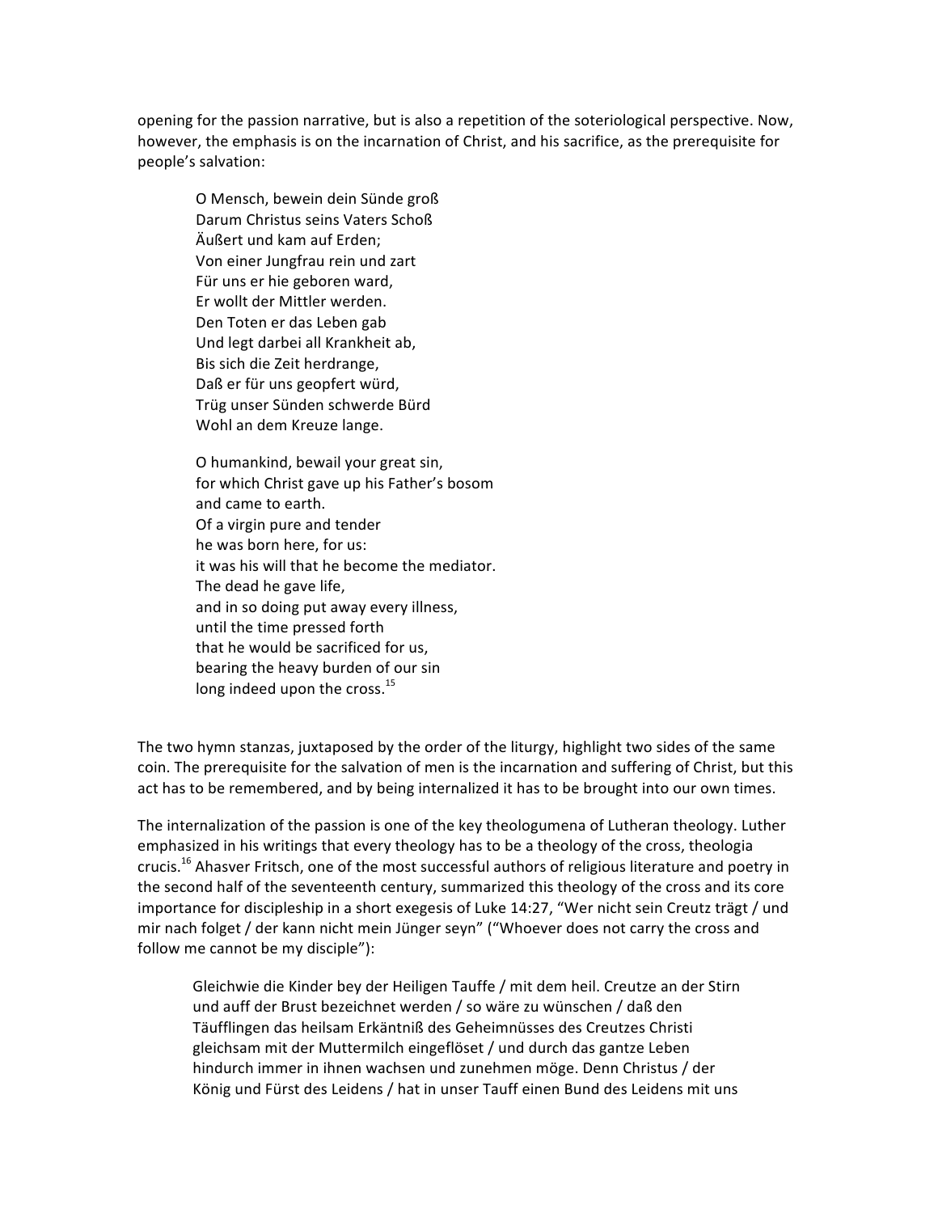opening for the passion narrative, but is also a repetition of the soteriological perspective. Now, however, the emphasis is on the incarnation of Christ, and his sacrifice, as the prerequisite for people's salvation:

> O Mensch, bewein dein Sünde groß  
> Darum Christus seins Vaters Schoß  
> Äußert und kam auf Erden;  
> Von einer Jungfrau rein und zart  
> Für uns er hie geboren ward,  
> Er wollt der Mittler werden.  
> Den Toten er das Leben gab  
> Und legt darbei all Krankheit ab,  
> Bis sich die Zeit herdrange,  
> Daß er für uns geopfert würd,  
> Trüg unser Sünden schwerde Bürd  
> Wohl an dem Kreuze lange.
>
> O humankind, bewail your great sin,  
> for which Christ gave up his Father's bosom  
> and came to earth.  
> Of a virgin pure and tender  
> he was born here, for us:  
> it was his will that he become the mediator.  
> The dead he gave life,  
> and in so doing put away every illness,  
> until the time pressed forth  
> that he would be sacrificed for us,  
> bearing the heavy burden of our sin  
> long indeed upon the cross.[15]

The two hymn stanzas, juxtaposed by the order of the liturgy, highlight two sides of the same coin. The prerequisite for the salvation of men is the incarnation and suffering of Christ, but this act has to be remembered, and by being internalized it has to be brought into our own times.

The internalization of the passion is one of the key theologumena of Lutheran theology. Luther emphasized in his writings that every theology has to be a theology of the cross, theologia crucis.[16] Ahasver Fritsch, one of the most successful authors of religious literature and poetry in the second half of the seventeenth century, summarized this theology of the cross and its core importance for discipleship in a short exegesis of Luke 14:27, "Wer nicht sein Creutz trägt / und mir nach folget / der kann nicht mein Jünger seyn" ("Whoever does not carry the cross and follow me cannot be my disciple"):

> Gleichwie die Kinder bey der Heiligen Tauffe / mit dem heil. Creutze an der Stirn und auff der Brust bezeichnet werden / so wäre zu wünschen / daß den Täufflingen das heilsam Erkäntniß des Geheimnüsses des Creutzes Christi gleichsam mit der Muttermilch eingeflöset / und durch das gantze Leben hindurch immer in ihnen wachsen und zunehmen möge. Denn Christus / der König und Fürst des Leidens / hat in unser Tauff einen Bund des Leidens mit uns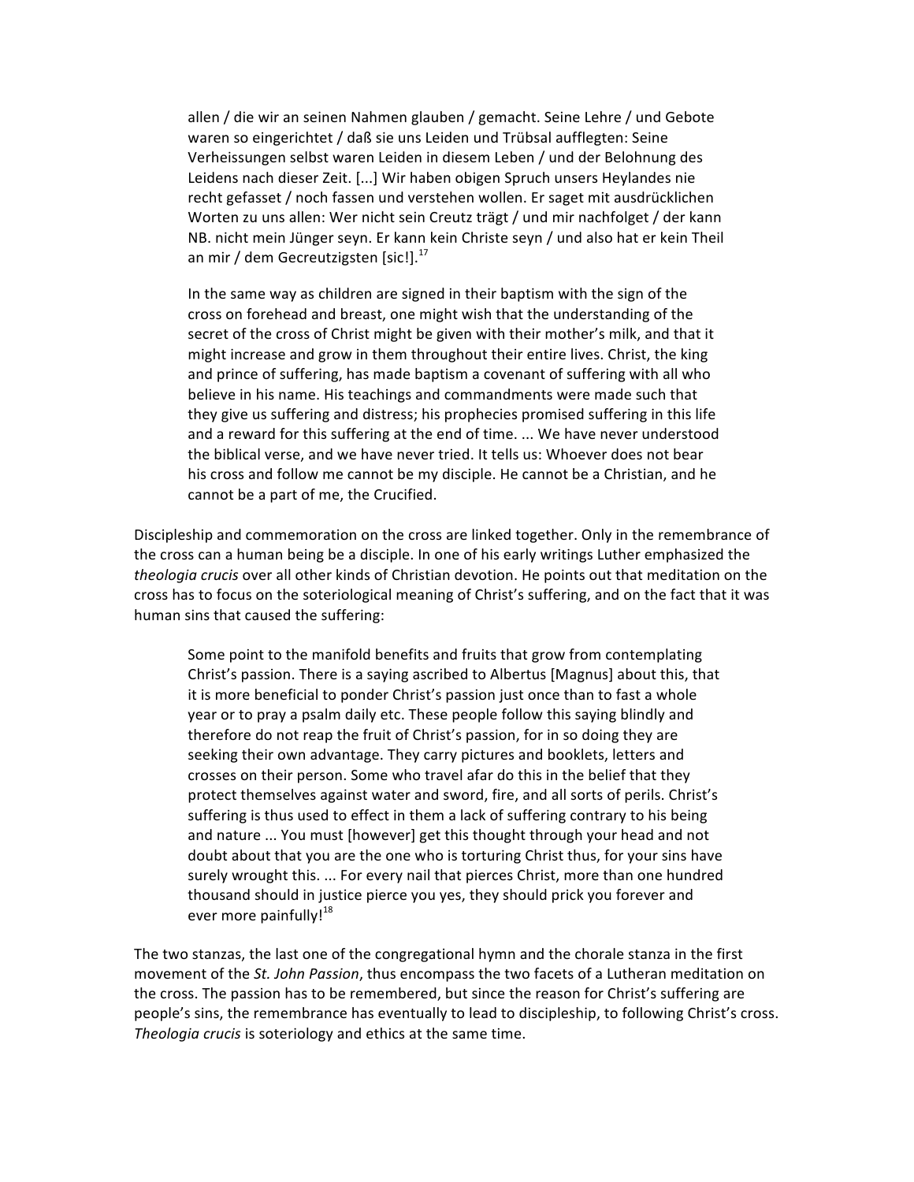> allen / die wir an seinen Nahmen glauben / gemacht. Seine Lehre / und Gebote waren so eingerichtet / daß sie uns Leiden und Trübsal aufflegten: Seine Verheissungen selbst waren Leiden in diesem Leben / und der Belohnung des Leidens nach dieser Zeit. [...] Wir haben obigen Spruch unsers Heylandes nie recht gefasset / noch fassen und verstehen wollen. Er saget mit ausdrücklichen Worten zu uns allen: Wer nicht sein Creutz trägt / und mir nachfolget / der kann NB. nicht mein Jünger seyn. Er kann kein Christe seyn / und also hat er kein Theil an mir / dem Gecreutzigsten [sic!].[17]
>
> In the same way as children are signed in their baptism with the sign of the cross on forehead and breast, one might wish that the understanding of the secret of the cross of Christ might be given with their mother's milk, and that it might increase and grow in them throughout their entire lives. Christ, the king and prince of suffering, has made baptism a covenant of suffering with all who believe in his name. His teachings and commandments were made such that they give us suffering and distress; his prophecies promised suffering in this life and a reward for this suffering at the end of time. ... We have never understood the biblical verse, and we have never tried. It tells us: Whoever does not bear his cross and follow me cannot be my disciple. He cannot be a Christian, and he cannot be a part of me, the Crucified.

Discipleship and commemoration on the cross are linked together. Only in the remembrance of the cross can a human being be a disciple. In one of his early writings Luther emphasized the *theologia crucis* over all other kinds of Christian devotion. He points out that meditation on the cross has to focus on the soteriological meaning of Christ's suffering, and on the fact that it was human sins that caused the suffering:

> Some point to the manifold benefits and fruits that grow from contemplating Christ's passion. There is a saying ascribed to Albertus [Magnus] about this, that it is more beneficial to ponder Christ's passion just once than to fast a whole year or to pray a psalm daily etc. These people follow this saying blindly and therefore do not reap the fruit of Christ's passion, for in so doing they are seeking their own advantage. They carry pictures and booklets, letters and crosses on their person. Some who travel afar do this in the belief that they protect themselves against water and sword, fire, and all sorts of perils. Christ's suffering is thus used to effect in them a lack of suffering contrary to his being and nature ... You must [however] get this thought through your head and not doubt about that you are the one who is torturing Christ thus, for your sins have surely wrought this. ... For every nail that pierces Christ, more than one hundred thousand should in justice pierce you yes, they should prick you forever and ever more painfully![18]

The two stanzas, the last one of the congregational hymn and the chorale stanza in the first movement of the *St. John Passion*, thus encompass the two facets of a Lutheran meditation on the cross. The passion has to be remembered, but since the reason for Christ's suffering are people's sins, the remembrance has eventually to lead to discipleship, to following Christ's cross. *Theologia crucis* is soteriology and ethics at the same time.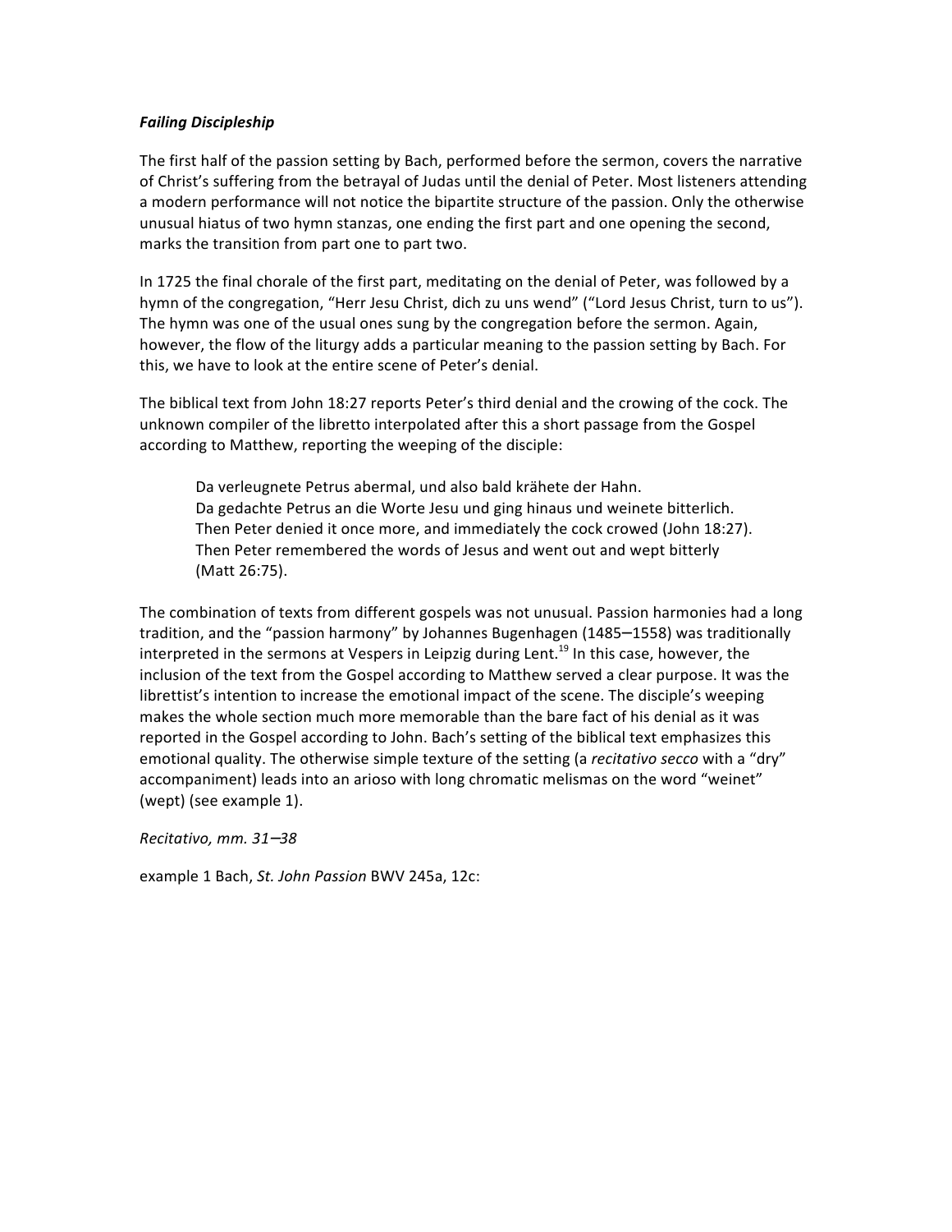***Failing Discipleship***

The first half of the passion setting by Bach, performed before the sermon, covers the narrative of Christ's suffering from the betrayal of Judas until the denial of Peter. Most listeners attending a modern performance will not notice the bipartite structure of the passion. Only the otherwise unusual hiatus of two hymn stanzas, one ending the first part and one opening the second, marks the transition from part one to part two.

In 1725 the final chorale of the first part, meditating on the denial of Peter, was followed by a hymn of the congregation, "Herr Jesu Christ, dich zu uns wend" ("Lord Jesus Christ, turn to us"). The hymn was one of the usual ones sung by the congregation before the sermon. Again, however, the flow of the liturgy adds a particular meaning to the passion setting by Bach. For this, we have to look at the entire scene of Peter's denial.

The biblical text from John 18:27 reports Peter's third denial and the crowing of the cock. The unknown compiler of the libretto interpolated after this a short passage from the Gospel according to Matthew, reporting the weeping of the disciple:

> Da verleugnete Petrus abermal, und also bald krähete der Hahn.
> Da gedachte Petrus an die Worte Jesu und ging hinaus und weinete bitterlich.
> Then Peter denied it once more, and immediately the cock crowed (John 18:27).
> Then Peter remembered the words of Jesus and went out and wept bitterly (Matt 26:75).

The combination of texts from different gospels was not unusual. Passion harmonies had a long tradition, and the "passion harmony" by Johannes Bugenhagen (1485–1558) was traditionally interpreted in the sermons at Vespers in Leipzig during Lent.[19] In this case, however, the inclusion of the text from the Gospel according to Matthew served a clear purpose. It was the librettist's intention to increase the emotional impact of the scene. The disciple's weeping makes the whole section much more memorable than the bare fact of his denial as it was reported in the Gospel according to John. Bach's setting of the biblical text emphasizes this emotional quality. The otherwise simple texture of the setting (a *recitativo secco* with a "dry" accompaniment) leads into an arioso with long chromatic melismas on the word "weinet" (wept) (see example 1).

*Recitativo, mm. 31–38*

example 1 Bach, *St. John Passion* BWV 245a, 12c: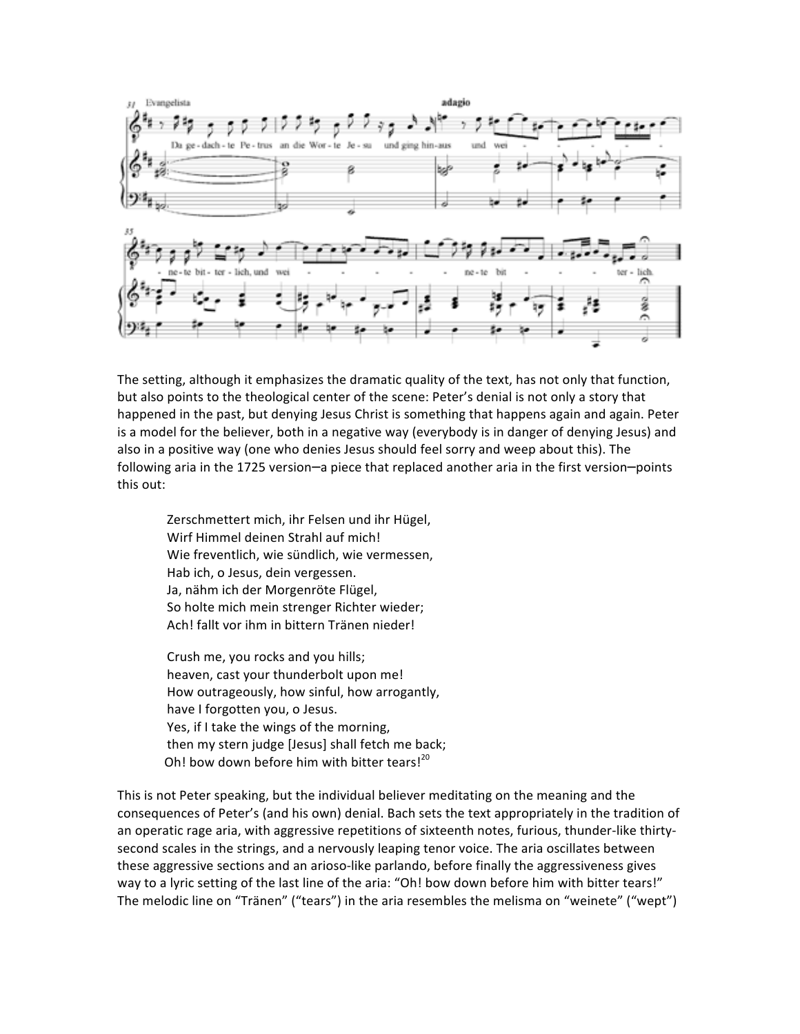The setting, although it emphasizes the dramatic quality of the text, has not only that function, but also points to the theological center of the scene: Peter's denial is not only a story that happened in the past, but denying Jesus Christ is something that happens again and again. Peter is a model for the believer, both in a negative way (everybody is in danger of denying Jesus) and also in a positive way (one who denies Jesus should feel sorry and weep about this). The following aria in the 1725 version–a piece that replaced another aria in the first version–points this out:

> Zerschmettert mich, ihr Felsen und ihr Hügel,
> Wirf Himmel deinen Strahl auf mich!
> Wie freventlich, wie sündlich, wie vermessen,
> Hab ich, o Jesus, dein vergessen.
> Ja, nähm ich der Morgenröte Flügel,
> So holte mich mein strenger Richter wieder;
> Ach! fallt vor ihm in bittern Tränen nieder!
>
> Crush me, you rocks and you hills;
> heaven, cast your thunderbolt upon me!
> How outrageously, how sinful, how arrogantly,
> have I forgotten you, o Jesus.
> Yes, if I take the wings of the morning,
> then my stern judge [Jesus] shall fetch me back;
> Oh! bow down before him with bitter tears![20]

This is not Peter speaking, but the individual believer meditating on the meaning and the consequences of Peter's (and his own) denial. Bach sets the text appropriately in the tradition of an operatic rage aria, with aggressive repetitions of sixteenth notes, furious, thunder-like thirty-second scales in the strings, and a nervously leaping tenor voice. The aria oscillates between these aggressive sections and an arioso-like parlando, before finally the aggressiveness gives way to a lyric setting of the last line of the aria: "Oh! bow down before him with bitter tears!" The melodic line on "Tränen" ("tears") in the aria resembles the melisma on "weinete" ("wept")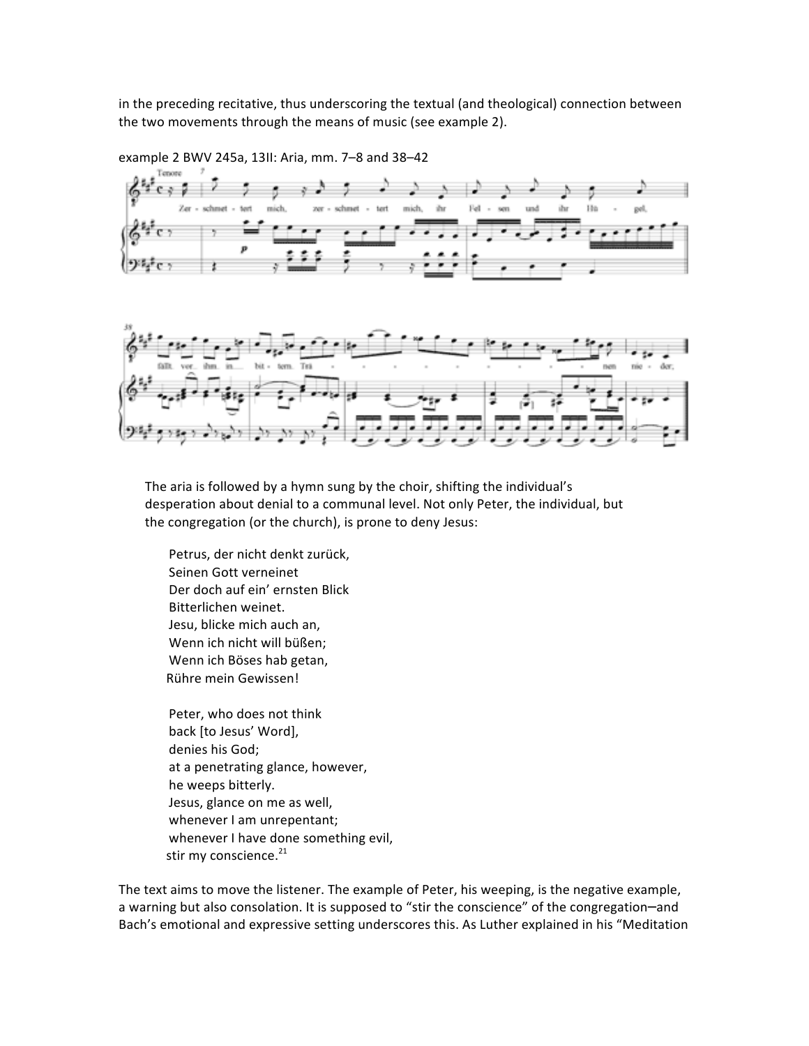in the preceding recitative, thus underscoring the textual (and theological) connection between the two movements through the means of music (see example 2).

example 2 BWV 245a, 13II: Aria, mm. 7–8 and 38–42

The aria is followed by a hymn sung by the choir, shifting the individual's desperation about denial to a communal level. Not only Peter, the individual, but the congregation (or the church), is prone to deny Jesus:

> Petrus, der nicht denkt zurück,  
> Seinen Gott verneinet  
> Der doch auf ein' ernsten Blick  
> Bitterlichen weinet.  
> Jesu, blicke mich auch an,  
> Wenn ich nicht will büßen;  
> Wenn ich Böses hab getan,  
> Rühre mein Gewissen!
>
> Peter, who does not think  
> back [to Jesus' Word],  
> denies his God;  
> at a penetrating glance, however,  
> he weeps bitterly.  
> Jesus, glance on me as well,  
> whenever I am unrepentant;  
> whenever I have done something evil,  
> stir my conscience.[21]

The text aims to move the listener. The example of Peter, his weeping, is the negative example, a warning but also consolation. It is supposed to "stir the conscience" of the congregation–and Bach's emotional and expressive setting underscores this. As Luther explained in his "Meditation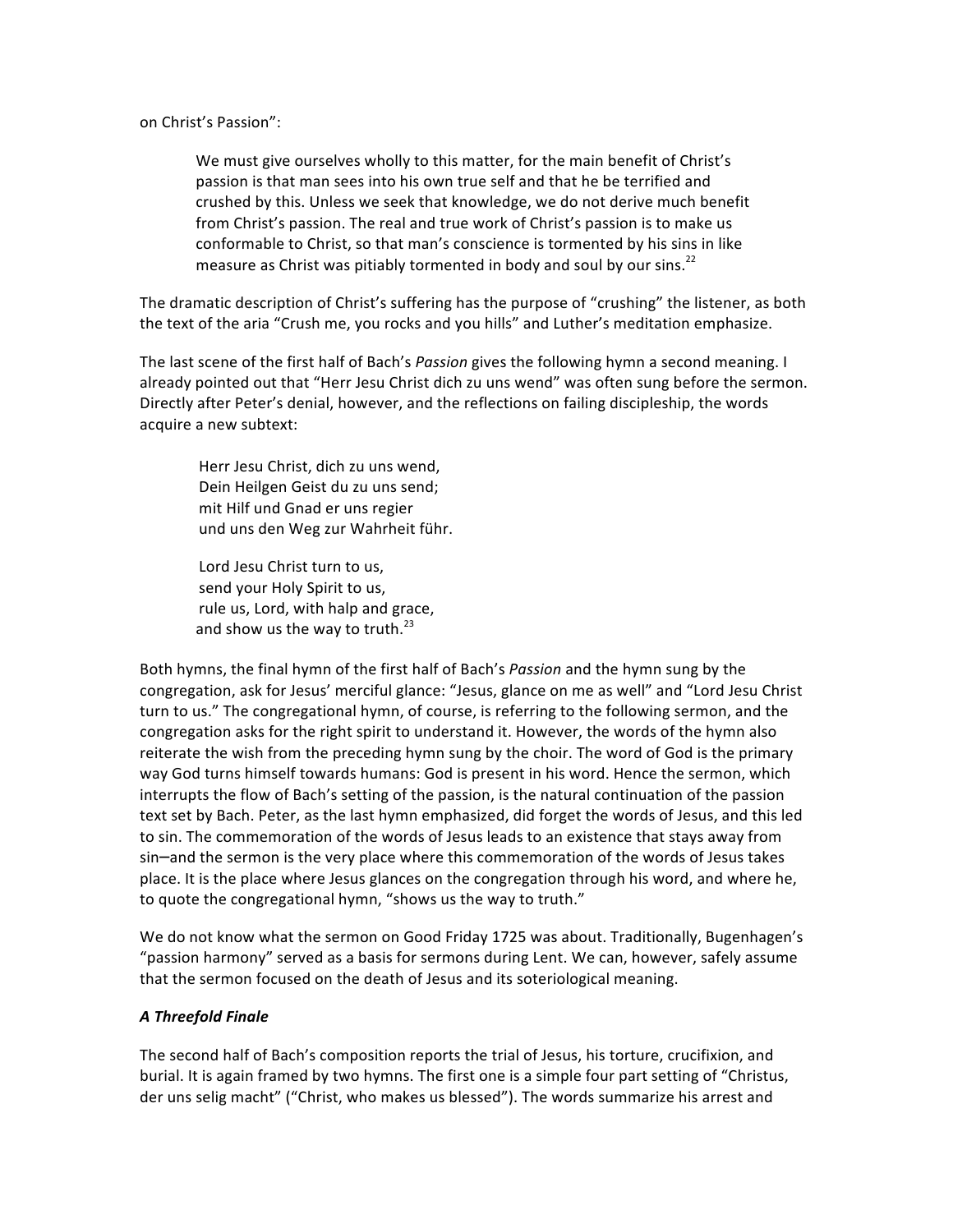on Christ's Passion":

> We must give ourselves wholly to this matter, for the main benefit of Christ's passion is that man sees into his own true self and that he be terrified and crushed by this. Unless we seek that knowledge, we do not derive much benefit from Christ's passion. The real and true work of Christ's passion is to make us conformable to Christ, so that man's conscience is tormented by his sins in like measure as Christ was pitiably tormented in body and soul by our sins.[22]

The dramatic description of Christ's suffering has the purpose of "crushing" the listener, as both the text of the aria "Crush me, you rocks and you hills" and Luther's meditation emphasize.

The last scene of the first half of Bach's *Passion* gives the following hymn a second meaning. I already pointed out that "Herr Jesu Christ dich zu uns wend" was often sung before the sermon. Directly after Peter's denial, however, and the reflections on failing discipleship, the words acquire a new subtext:

> Herr Jesu Christ, dich zu uns wend,
> Dein Heilgen Geist du zu uns send;
> mit Hilf und Gnad er uns regier
> und uns den Weg zur Wahrheit führ.
>
> Lord Jesu Christ turn to us,
> send your Holy Spirit to us,
> rule us, Lord, with halp and grace,
> and show us the way to truth.[23]

Both hymns, the final hymn of the first half of Bach's *Passion* and the hymn sung by the congregation, ask for Jesus' merciful glance: "Jesus, glance on me as well" and "Lord Jesu Christ turn to us." The congregational hymn, of course, is referring to the following sermon, and the congregation asks for the right spirit to understand it. However, the words of the hymn also reiterate the wish from the preceding hymn sung by the choir. The word of God is the primary way God turns himself towards humans: God is present in his word. Hence the sermon, which interrupts the flow of Bach's setting of the passion, is the natural continuation of the passion text set by Bach. Peter, as the last hymn emphasized, did forget the words of Jesus, and this led to sin. The commemoration of the words of Jesus leads to an existence that stays away from sin—and the sermon is the very place where this commemoration of the words of Jesus takes place. It is the place where Jesus glances on the congregation through his word, and where he, to quote the congregational hymn, "shows us the way to truth."

We do not know what the sermon on Good Friday 1725 was about. Traditionally, Bugenhagen's "passion harmony" served as a basis for sermons during Lent. We can, however, safely assume that the sermon focused on the death of Jesus and its soteriological meaning.

### *A Threefold Finale*

The second half of Bach's composition reports the trial of Jesus, his torture, crucifixion, and burial. It is again framed by two hymns. The first one is a simple four part setting of "Christus, der uns selig macht" ("Christ, who makes us blessed"). The words summarize his arrest and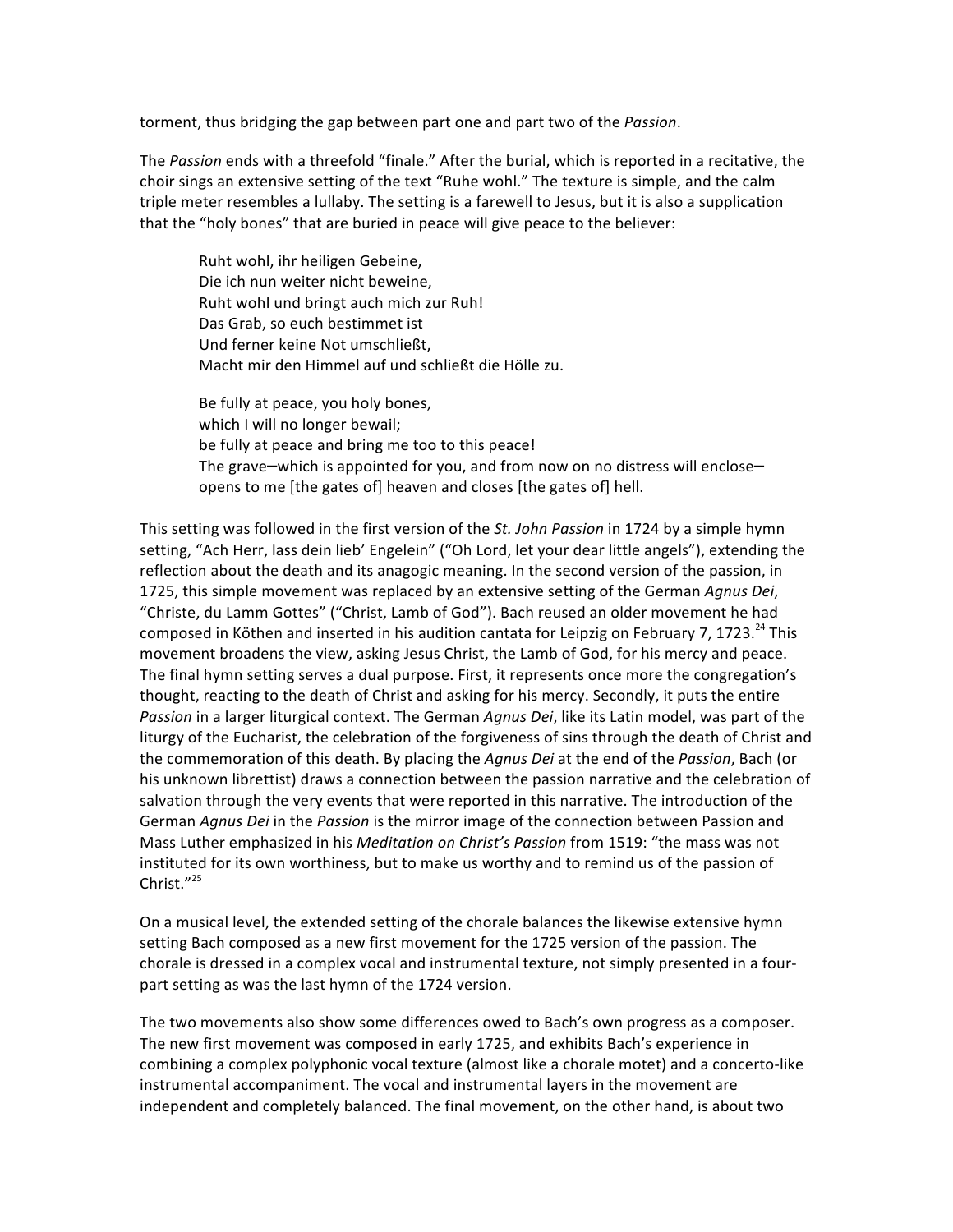torment, thus bridging the gap between part one and part two of the *Passion*.

The *Passion* ends with a threefold "finale." After the burial, which is reported in a recitative, the choir sings an extensive setting of the text "Ruhe wohl." The texture is simple, and the calm triple meter resembles a lullaby. The setting is a farewell to Jesus, but it is also a supplication that the "holy bones" that are buried in peace will give peace to the believer:

> Ruht wohl, ihr heiligen Gebeine,
> Die ich nun weiter nicht beweine,
> Ruht wohl und bringt auch mich zur Ruh!
> Das Grab, so euch bestimmet ist
> Und ferner keine Not umschließt,
> Macht mir den Himmel auf und schließt die Hölle zu.
>
> Be fully at peace, you holy bones,
> which I will no longer bewail;
> be fully at peace and bring me too to this peace!
> The grave—which is appointed for you, and from now on no distress will enclose—
> opens to me [the gates of] heaven and closes [the gates of] hell.

This setting was followed in the first version of the *St. John Passion* in 1724 by a simple hymn setting, "Ach Herr, lass dein lieb' Engelein" ("Oh Lord, let your dear little angels"), extending the reflection about the death and its anagogic meaning. In the second version of the passion, in 1725, this simple movement was replaced by an extensive setting of the German *Agnus Dei*, "Christe, du Lamm Gottes" ("Christ, Lamb of God"). Bach reused an older movement he had composed in Köthen and inserted in his audition cantata for Leipzig on February 7, 1723.[24] This movement broadens the view, asking Jesus Christ, the Lamb of God, for his mercy and peace. The final hymn setting serves a dual purpose. First, it represents once more the congregation's thought, reacting to the death of Christ and asking for his mercy. Secondly, it puts the entire *Passion* in a larger liturgical context. The German *Agnus Dei*, like its Latin model, was part of the liturgy of the Eucharist, the celebration of the forgiveness of sins through the death of Christ and the commemoration of this death. By placing the *Agnus Dei* at the end of the *Passion*, Bach (or his unknown librettist) draws a connection between the passion narrative and the celebration of salvation through the very events that were reported in this narrative. The introduction of the German *Agnus Dei* in the *Passion* is the mirror image of the connection between Passion and Mass Luther emphasized in his *Meditation on Christ's Passion* from 1519: "the mass was not instituted for its own worthiness, but to make us worthy and to remind us of the passion of Christ."[25]

On a musical level, the extended setting of the chorale balances the likewise extensive hymn setting Bach composed as a new first movement for the 1725 version of the passion. The chorale is dressed in a complex vocal and instrumental texture, not simply presented in a four-part setting as was the last hymn of the 1724 version.

The two movements also show some differences owed to Bach's own progress as a composer. The new first movement was composed in early 1725, and exhibits Bach's experience in combining a complex polyphonic vocal texture (almost like a chorale motet) and a concerto-like instrumental accompaniment. The vocal and instrumental layers in the movement are independent and completely balanced. The final movement, on the other hand, is about two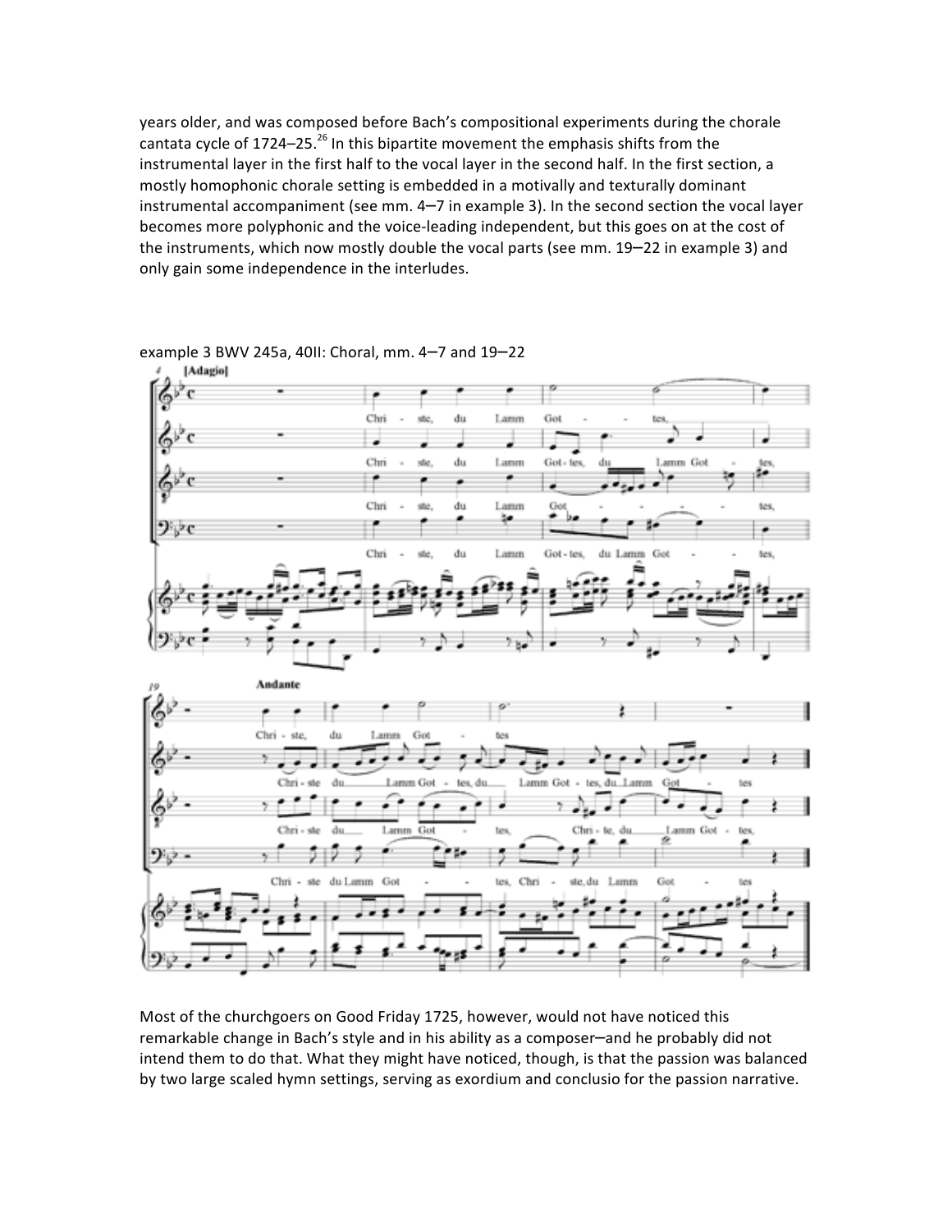years older, and was composed before Bach's compositional experiments during the chorale cantata cycle of 1724–25.[26] In this bipartite movement the emphasis shifts from the instrumental layer in the first half to the vocal layer in the second half. In the first section, a mostly homophonic chorale setting is embedded in a motivally and texturally dominant instrumental accompaniment (see mm. 4–7 in example 3). In the second section the vocal layer becomes more polyphonic and the voice-leading independent, but this goes on at the cost of the instruments, which now mostly double the vocal parts (see mm. 19–22 in example 3) and only gain some independence in the interludes.

example 3 BWV 245a, 40II: Choral, mm. 4–7 and 19–22

Most of the churchgoers on Good Friday 1725, however, would not have noticed this remarkable change in Bach's style and in his ability as a composer–and he probably did not intend them to do that. What they might have noticed, though, is that the passion was balanced by two large scaled hymn settings, serving as exordium and conclusio for the passion narrative.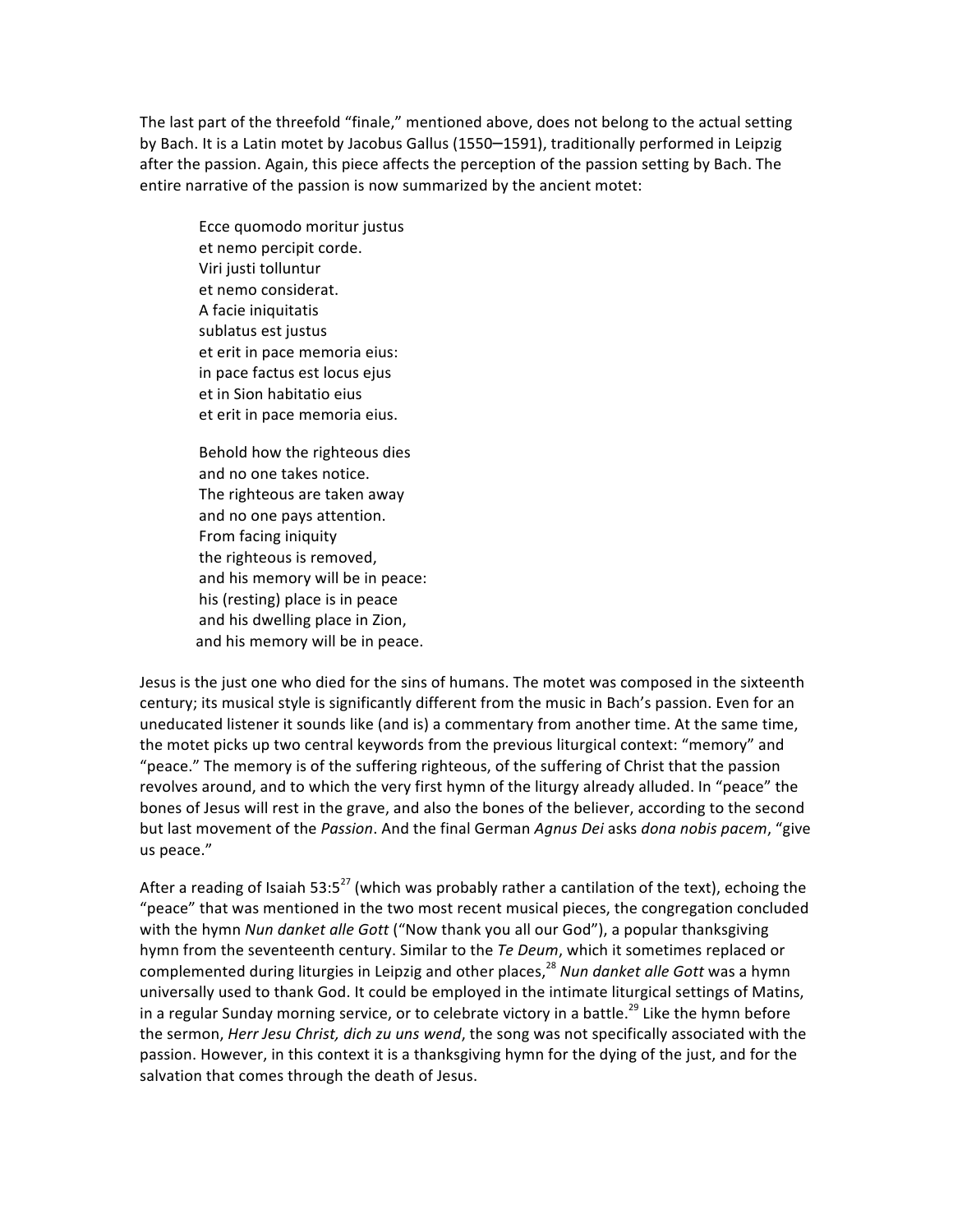The last part of the threefold "finale," mentioned above, does not belong to the actual setting by Bach. It is a Latin motet by Jacobus Gallus (1550–1591), traditionally performed in Leipzig after the passion. Again, this piece affects the perception of the passion setting by Bach. The entire narrative of the passion is now summarized by the ancient motet:

> Ecce quomodo moritur justus  
> et nemo percipit corde.  
> Viri justi tolluntur  
> et nemo considerat.  
> A facie iniquitatis  
> sublatus est justus  
> et erit in pace memoria eius:  
> in pace factus est locus ejus  
> et in Sion habitatio eius  
> et erit in pace memoria eius.
>
> Behold how the righteous dies  
> and no one takes notice.  
> The righteous are taken away  
> and no one pays attention.  
> From facing iniquity  
> the righteous is removed,  
> and his memory will be in peace:  
> his (resting) place is in peace  
> and his dwelling place in Zion,  
> and his memory will be in peace.

Jesus is the just one who died for the sins of humans. The motet was composed in the sixteenth century; its musical style is significantly different from the music in Bach's passion. Even for an uneducated listener it sounds like (and is) a commentary from another time. At the same time, the motet picks up two central keywords from the previous liturgical context: "memory" and "peace." The memory is of the suffering righteous, of the suffering of Christ that the passion revolves around, and to which the very first hymn of the liturgy already alluded. In "peace" the bones of Jesus will rest in the grave, and also the bones of the believer, according to the second but last movement of the *Passion*. And the final German *Agnus Dei* asks *dona nobis pacem*, "give us peace."

After a reading of Isaiah 53:5[27] (which was probably rather a cantilation of the text), echoing the "peace" that was mentioned in the two most recent musical pieces, the congregation concluded with the hymn *Nun danket alle Gott* ("Now thank you all our God"), a popular thanksgiving hymn from the seventeenth century. Similar to the *Te Deum*, which it sometimes replaced or complemented during liturgies in Leipzig and other places,[28] *Nun danket alle Gott* was a hymn universally used to thank God. It could be employed in the intimate liturgical settings of Matins, in a regular Sunday morning service, or to celebrate victory in a battle.[29] Like the hymn before the sermon, *Herr Jesu Christ, dich zu uns wend*, the song was not specifically associated with the passion. However, in this context it is a thanksgiving hymn for the dying of the just, and for the salvation that comes through the death of Jesus.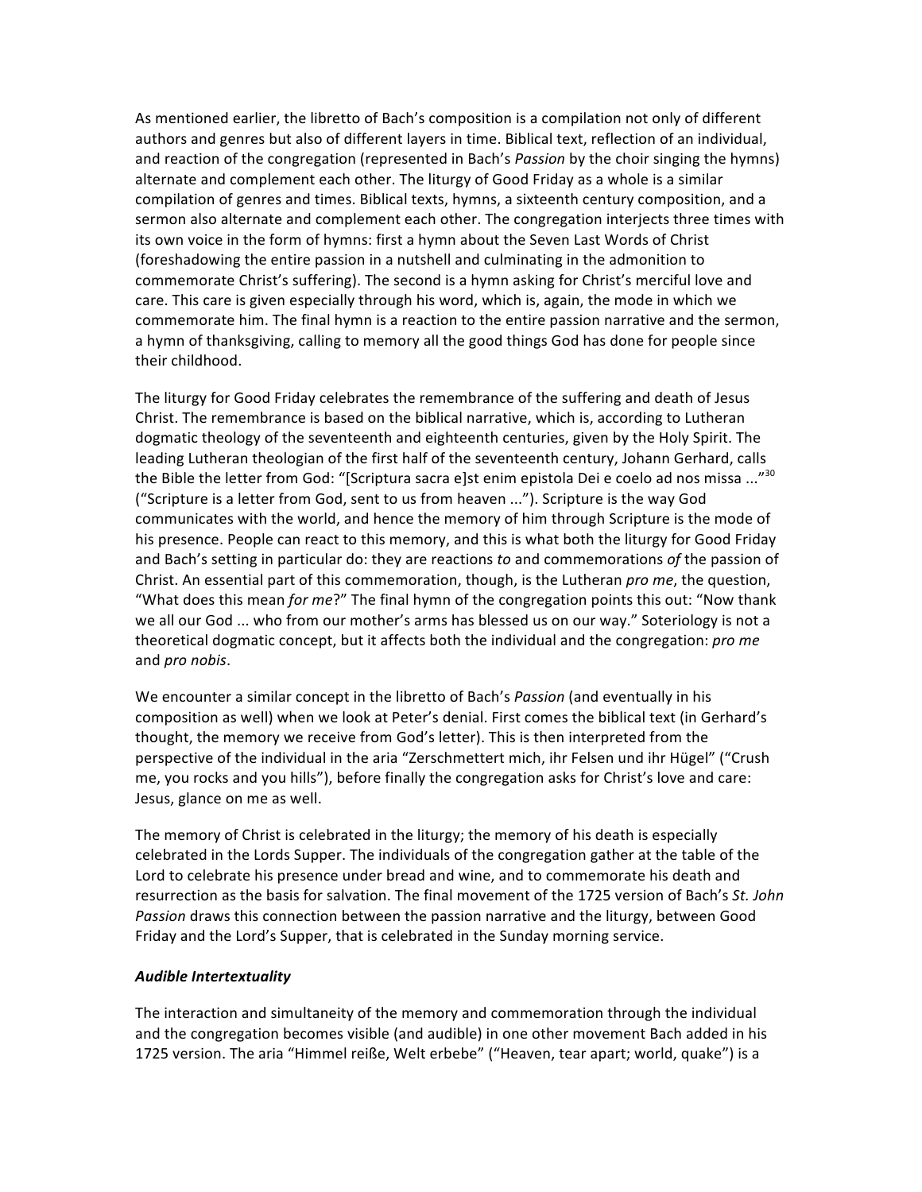As mentioned earlier, the libretto of Bach's composition is a compilation not only of different authors and genres but also of different layers in time. Biblical text, reflection of an individual, and reaction of the congregation (represented in Bach's *Passion* by the choir singing the hymns) alternate and complement each other. The liturgy of Good Friday as a whole is a similar compilation of genres and times. Biblical texts, hymns, a sixteenth century composition, and a sermon also alternate and complement each other. The congregation interjects three times with its own voice in the form of hymns: first a hymn about the Seven Last Words of Christ (foreshadowing the entire passion in a nutshell and culminating in the admonition to commemorate Christ's suffering). The second is a hymn asking for Christ's merciful love and care. This care is given especially through his word, which is, again, the mode in which we commemorate him. The final hymn is a reaction to the entire passion narrative and the sermon, a hymn of thanksgiving, calling to memory all the good things God has done for people since their childhood.

The liturgy for Good Friday celebrates the remembrance of the suffering and death of Jesus Christ. The remembrance is based on the biblical narrative, which is, according to Lutheran dogmatic theology of the seventeenth and eighteenth centuries, given by the Holy Spirit. The leading Lutheran theologian of the first half of the seventeenth century, Johann Gerhard, calls the Bible the letter from God: "[Scriptura sacra e]st enim epistola Dei e coelo ad nos missa ..."[30] ("Scripture is a letter from God, sent to us from heaven ..."). Scripture is the way God communicates with the world, and hence the memory of him through Scripture is the mode of his presence. People can react to this memory, and this is what both the liturgy for Good Friday and Bach's setting in particular do: they are reactions *to* and commemorations *of* the passion of Christ. An essential part of this commemoration, though, is the Lutheran *pro me*, the question, "What does this mean *for me*?" The final hymn of the congregation points this out: "Now thank we all our God ... who from our mother's arms has blessed us on our way." Soteriology is not a theoretical dogmatic concept, but it affects both the individual and the congregation: *pro me* and *pro nobis*.

We encounter a similar concept in the libretto of Bach's *Passion* (and eventually in his composition as well) when we look at Peter's denial. First comes the biblical text (in Gerhard's thought, the memory we receive from God's letter). This is then interpreted from the perspective of the individual in the aria "Zerschmettert mich, ihr Felsen und ihr Hügel" ("Crush me, you rocks and you hills"), before finally the congregation asks for Christ's love and care: Jesus, glance on me as well.

The memory of Christ is celebrated in the liturgy; the memory of his death is especially celebrated in the Lords Supper. The individuals of the congregation gather at the table of the Lord to celebrate his presence under bread and wine, and to commemorate his death and resurrection as the basis for salvation. The final movement of the 1725 version of Bach's *St. John Passion* draws this connection between the passion narrative and the liturgy, between Good Friday and the Lord's Supper, that is celebrated in the Sunday morning service.

### *Audible Intertextuality*

The interaction and simultaneity of the memory and commemoration through the individual and the congregation becomes visible (and audible) in one other movement Bach added in his 1725 version. The aria "Himmel reiße, Welt erbebe" ("Heaven, tear apart; world, quake") is a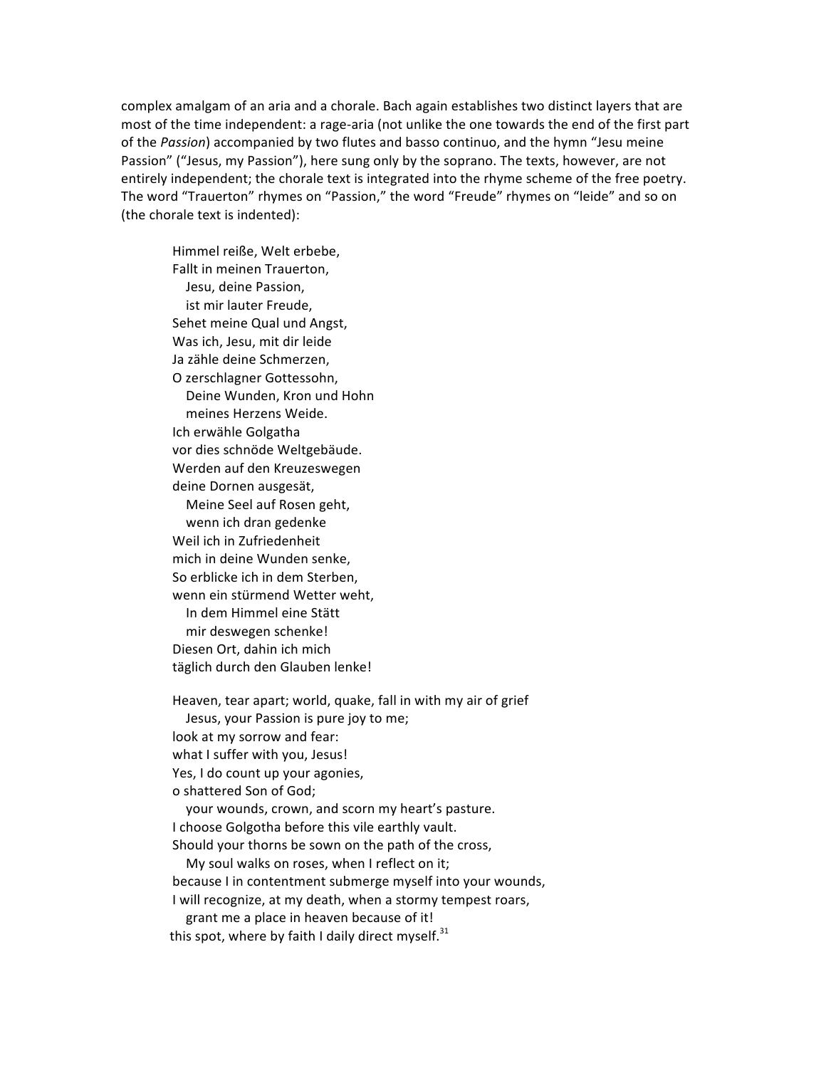complex amalgam of an aria and a chorale. Bach again establishes two distinct layers that are most of the time independent: a rage-aria (not unlike the one towards the end of the first part of the *Passion*) accompanied by two flutes and basso continuo, and the hymn "Jesu meine Passion" ("Jesus, my Passion"), here sung only by the soprano. The texts, however, are not entirely independent; the chorale text is integrated into the rhyme scheme of the free poetry. The word "Trauerton" rhymes on "Passion," the word "Freude" rhymes on "leide" and so on (the chorale text is indented):

> Himmel reiße, Welt erbebe,  
> Fallt in meinen Trauerton,  
> &nbsp;&nbsp;&nbsp;&nbsp;Jesu, deine Passion,  
> &nbsp;&nbsp;&nbsp;&nbsp;ist mir lauter Freude,  
> Sehet meine Qual und Angst,  
> Was ich, Jesu, mit dir leide  
> Ja zähle deine Schmerzen,  
> O zerschlagner Gottessohn,  
> &nbsp;&nbsp;&nbsp;&nbsp;Deine Wunden, Kron und Hohn  
> &nbsp;&nbsp;&nbsp;&nbsp;meines Herzens Weide.  
> Ich erwähle Golgatha  
> vor dies schnöde Weltgebäude.  
> Werden auf den Kreuzeswegen  
> deine Dornen ausgesät,  
> &nbsp;&nbsp;&nbsp;&nbsp;Meine Seel auf Rosen geht,  
> &nbsp;&nbsp;&nbsp;&nbsp;wenn ich dran gedenke  
> Weil ich in Zufriedenheit  
> mich in deine Wunden senke,  
> So erblicke ich in dem Sterben,  
> wenn ein stürmend Wetter weht,  
> &nbsp;&nbsp;&nbsp;&nbsp;In dem Himmel eine Stätt  
> &nbsp;&nbsp;&nbsp;&nbsp;mir deswegen schenke!  
> Diesen Ort, dahin ich mich  
> täglich durch den Glauben lenke!

> Heaven, tear apart; world, quake, fall in with my air of grief  
> &nbsp;&nbsp;&nbsp;&nbsp;Jesus, your Passion is pure joy to me;  
> look at my sorrow and fear:  
> what I suffer with you, Jesus!  
> Yes, I do count up your agonies,  
> o shattered Son of God;  
> &nbsp;&nbsp;&nbsp;&nbsp;your wounds, crown, and scorn my heart's pasture.  
> I choose Golgotha before this vile earthly vault.  
> Should your thorns be sown on the path of the cross,  
> &nbsp;&nbsp;&nbsp;&nbsp;My soul walks on roses, when I reflect on it;  
> because I in contentment submerge myself into your wounds,  
> I will recognize, at my death, when a stormy tempest roars,  
> &nbsp;&nbsp;&nbsp;&nbsp;grant me a place in heaven because of it!  
> this spot, where by faith I daily direct myself.[31]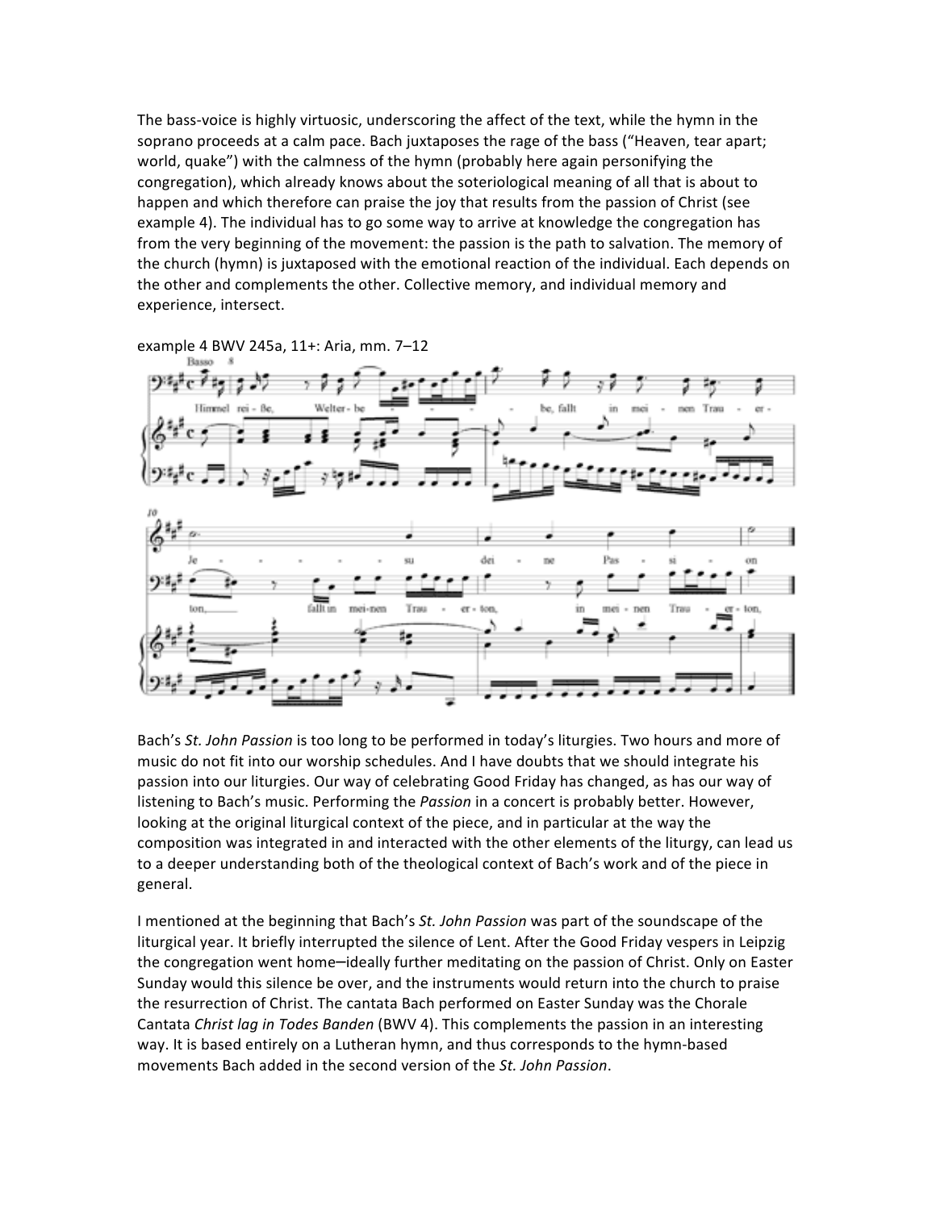The bass-voice is highly virtuosic, underscoring the affect of the text, while the hymn in the soprano proceeds at a calm pace. Bach juxtaposes the rage of the bass ("Heaven, tear apart; world, quake") with the calmness of the hymn (probably here again personifying the congregation), which already knows about the soteriological meaning of all that is about to happen and which therefore can praise the joy that results from the passion of Christ (see example 4). The individual has to go some way to arrive at knowledge the congregation has from the very beginning of the movement: the passion is the path to salvation. The memory of the church (hymn) is juxtaposed with the emotional reaction of the individual. Each depends on the other and complements the other. Collective memory, and individual memory and experience, intersect.

example 4 BWV 245a, 11+: Aria, mm. 7–12

Bach's *St. John Passion* is too long to be performed in today's liturgies. Two hours and more of music do not fit into our worship schedules. And I have doubts that we should integrate his passion into our liturgies. Our way of celebrating Good Friday has changed, as has our way of listening to Bach's music. Performing the *Passion* in a concert is probably better. However, looking at the original liturgical context of the piece, and in particular at the way the composition was integrated in and interacted with the other elements of the liturgy, can lead us to a deeper understanding both of the theological context of Bach's work and of the piece in general.

I mentioned at the beginning that Bach's *St. John Passion* was part of the soundscape of the liturgical year. It briefly interrupted the silence of Lent. After the Good Friday vespers in Leipzig the congregation went home—ideally further meditating on the passion of Christ. Only on Easter Sunday would this silence be over, and the instruments would return into the church to praise the resurrection of Christ. The cantata Bach performed on Easter Sunday was the Chorale Cantata *Christ lag in Todes Banden* (BWV 4). This complements the passion in an interesting way. It is based entirely on a Lutheran hymn, and thus corresponds to the hymn-based movements Bach added in the second version of the *St. John Passion*.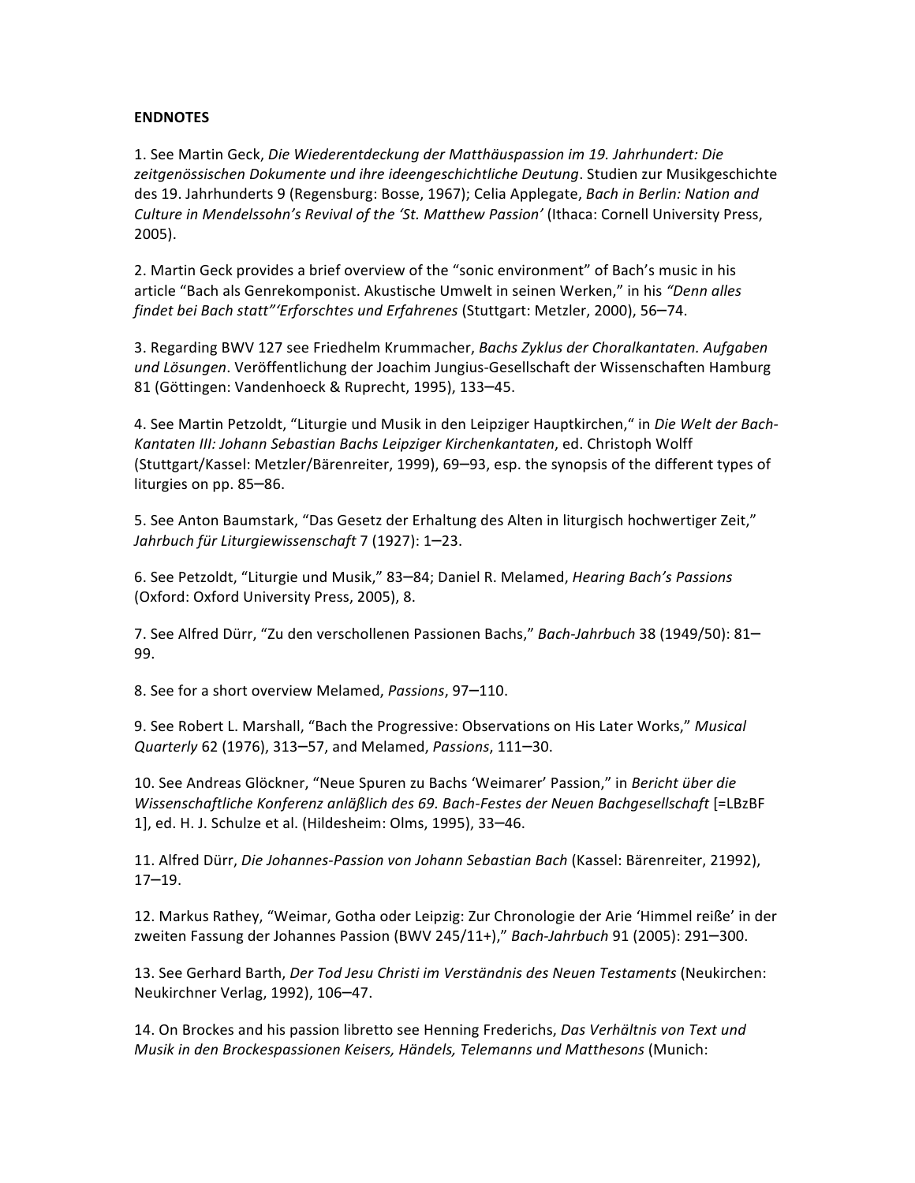**ENDNOTES**

1. See Martin Geck, *Die Wiederentdeckung der Matthäuspassion im 19. Jahrhundert: Die zeitgenössischen Dokumente und ihre ideengeschichtliche Deutung*. Studien zur Musikgeschichte des 19. Jahrhunderts 9 (Regensburg: Bosse, 1967); Celia Applegate, *Bach in Berlin: Nation and Culture in Mendelssohn's Revival of the 'St. Matthew Passion'* (Ithaca: Cornell University Press, 2005).

2. Martin Geck provides a brief overview of the "sonic environment" of Bach's music in his article "Bach als Genrekomponist. Akustische Umwelt in seinen Werken," in his *"Denn alles findet bei Bach statt"'Erforschtes und Erfahrenes* (Stuttgart: Metzler, 2000), 56–74.

3. Regarding BWV 127 see Friedhelm Krummacher, *Bachs Zyklus der Choralkantaten. Aufgaben und Lösungen*. Veröffentlichung der Joachim Jungius-Gesellschaft der Wissenschaften Hamburg 81 (Göttingen: Vandenhoeck & Ruprecht, 1995), 133–45.

4. See Martin Petzoldt, "Liturgie und Musik in den Leipziger Hauptkirchen," in *Die Welt der Bach-Kantaten III: Johann Sebastian Bachs Leipziger Kirchenkantaten*, ed. Christoph Wolff (Stuttgart/Kassel: Metzler/Bärenreiter, 1999), 69–93, esp. the synopsis of the different types of liturgies on pp. 85–86.

5. See Anton Baumstark, "Das Gesetz der Erhaltung des Alten in liturgisch hochwertiger Zeit," *Jahrbuch für Liturgiewissenschaft* 7 (1927): 1–23.

6. See Petzoldt, "Liturgie und Musik," 83–84; Daniel R. Melamed, *Hearing Bach's Passions* (Oxford: Oxford University Press, 2005), 8.

7. See Alfred Dürr, "Zu den verschollenen Passionen Bachs," *Bach-Jahrbuch* 38 (1949/50): 81–99.

8. See for a short overview Melamed, *Passions*, 97–110.

9. See Robert L. Marshall, "Bach the Progressive: Observations on His Later Works," *Musical Quarterly* 62 (1976), 313–57, and Melamed, *Passions*, 111–30.

10. See Andreas Glöckner, "Neue Spuren zu Bachs 'Weimarer' Passion," in *Bericht über die Wissenschaftliche Konferenz anläßlich des 69. Bach-Festes der Neuen Bachgesellschaft* [=LBzBF 1], ed. H. J. Schulze et al. (Hildesheim: Olms, 1995), 33–46.

11. Alfred Dürr, *Die Johannes-Passion von Johann Sebastian Bach* (Kassel: Bärenreiter, 21992), 17–19.

12. Markus Rathey, "Weimar, Gotha oder Leipzig: Zur Chronologie der Arie 'Himmel reiße' in der zweiten Fassung der Johannes Passion (BWV 245/11+)," *Bach-Jahrbuch* 91 (2005): 291–300.

13. See Gerhard Barth, *Der Tod Jesu Christi im Verständnis des Neuen Testaments* (Neukirchen: Neukirchner Verlag, 1992), 106–47.

14. On Brockes and his passion libretto see Henning Frederichs, *Das Verhältnis von Text und Musik in den Brockespassionen Keisers, Händels, Telemanns und Matthesons* (Munich: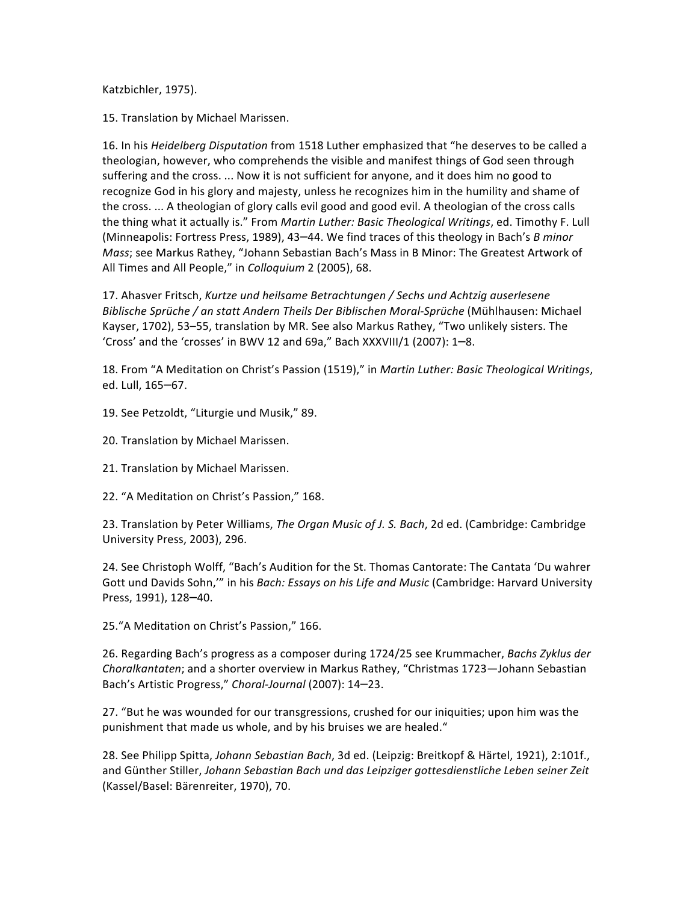Katzbichler, 1975).

15. Translation by Michael Marissen.

16. In his *Heidelberg Disputation* from 1518 Luther emphasized that "he deserves to be called a theologian, however, who comprehends the visible and manifest things of God seen through suffering and the cross. ... Now it is not sufficient for anyone, and it does him no good to recognize God in his glory and majesty, unless he recognizes him in the humility and shame of the cross. ... A theologian of glory calls evil good and good evil. A theologian of the cross calls the thing what it actually is." From *Martin Luther: Basic Theological Writings*, ed. Timothy F. Lull (Minneapolis: Fortress Press, 1989), 43–44. We find traces of this theology in Bach's *B minor Mass*; see Markus Rathey, "Johann Sebastian Bach's Mass in B Minor: The Greatest Artwork of All Times and All People," in *Colloquium* 2 (2005), 68.

17. Ahasver Fritsch, *Kurtze und heilsame Betrachtungen / Sechs und Achtzig auserlesene Biblische Sprüche / an statt Andern Theils Der Biblischen Moral-Sprüche* (Mühlhausen: Michael Kayser, 1702), 53–55, translation by MR. See also Markus Rathey, "Two unlikely sisters. The 'Cross' and the 'crosses' in BWV 12 and 69a," Bach XXXVIII/1 (2007): 1–8.

18. From "A Meditation on Christ's Passion (1519)," in *Martin Luther: Basic Theological Writings*, ed. Lull, 165–67.

19. See Petzoldt, "Liturgie und Musik," 89.

20. Translation by Michael Marissen.

21. Translation by Michael Marissen.

22. "A Meditation on Christ's Passion," 168.

23. Translation by Peter Williams, *The Organ Music of J. S. Bach*, 2d ed. (Cambridge: Cambridge University Press, 2003), 296.

24. See Christoph Wolff, "Bach's Audition for the St. Thomas Cantorate: The Cantata 'Du wahrer Gott und Davids Sohn,'" in his *Bach: Essays on his Life and Music* (Cambridge: Harvard University Press, 1991), 128–40.

25. "A Meditation on Christ's Passion," 166.

26. Regarding Bach's progress as a composer during 1724/25 see Krummacher, *Bachs Zyklus der Choralkantaten*; and a shorter overview in Markus Rathey, "Christmas 1723—Johann Sebastian Bach's Artistic Progress," *Choral-Journal* (2007): 14–23.

27. "But he was wounded for our transgressions, crushed for our iniquities; upon him was the punishment that made us whole, and by his bruises we are healed."

28. See Philipp Spitta, *Johann Sebastian Bach*, 3d ed. (Leipzig: Breitkopf & Härtel, 1921), 2:101f., and Günther Stiller, *Johann Sebastian Bach und das Leipziger gottesdienstliche Leben seiner Zeit* (Kassel/Basel: Bärenreiter, 1970), 70.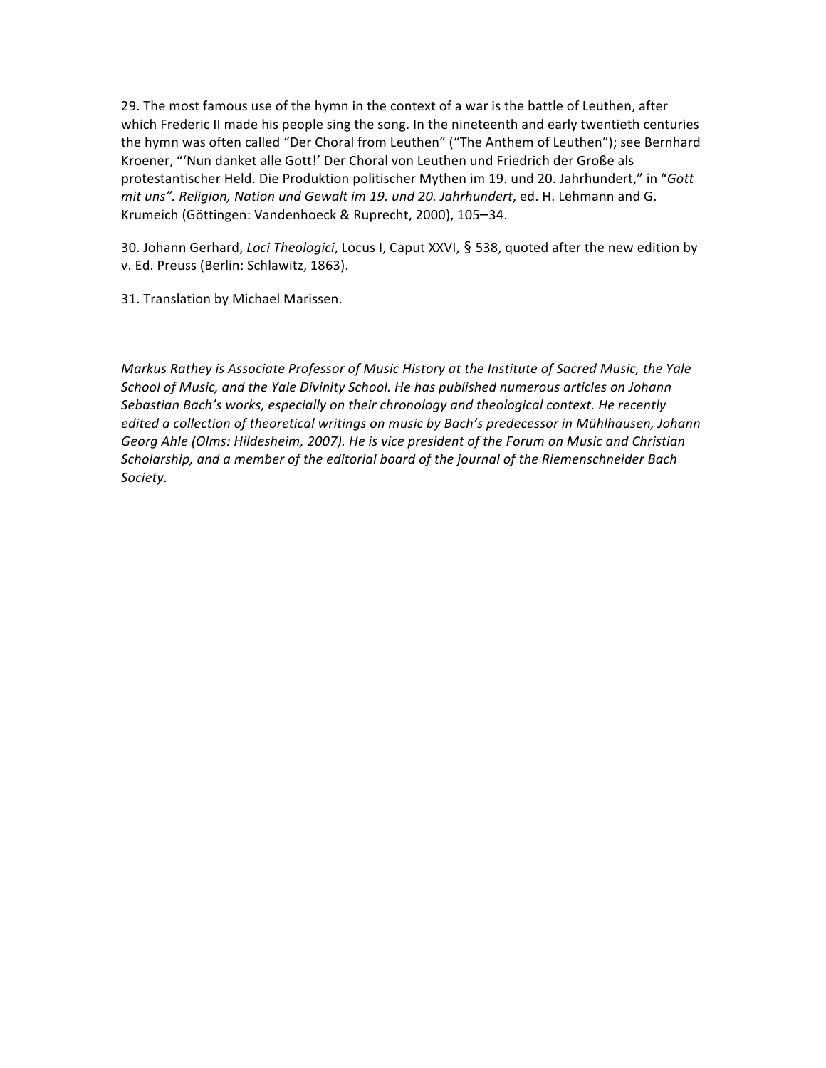29. The most famous use of the hymn in the context of a war is the battle of Leuthen, after which Frederic II made his people sing the song. In the nineteenth and early twentieth centuries the hymn was often called "Der Choral from Leuthen" ("The Anthem of Leuthen"); see Bernhard Kroener, "'Nun danket alle Gott!' Der Choral von Leuthen und Friedrich der Große als protestantischer Held. Die Produktion politischer Mythen im 19. und 20. Jahrhundert," in "*Gott mit uns". Religion, Nation und Gewalt im 19. und 20. Jahrhundert*, ed. H. Lehmann and G. Krumeich (Göttingen: Vandenhoeck & Ruprecht, 2000), 105–34.

30. Johann Gerhard, *Loci Theologici*, Locus I, Caput XXVI, § 538, quoted after the new edition by v. Ed. Preuss (Berlin: Schlawitz, 1863).

31. Translation by Michael Marissen.

*Markus Rathey is Associate Professor of Music History at the Institute of Sacred Music, the Yale School of Music, and the Yale Divinity School. He has published numerous articles on Johann Sebastian Bach's works, especially on their chronology and theological context. He recently edited a collection of theoretical writings on music by Bach's predecessor in Mühlhausen, Johann Georg Ahle (Olms: Hildesheim, 2007). He is vice president of the Forum on Music and Christian Scholarship, and a member of the editorial board of the journal of the Riemenschneider Bach Society.*